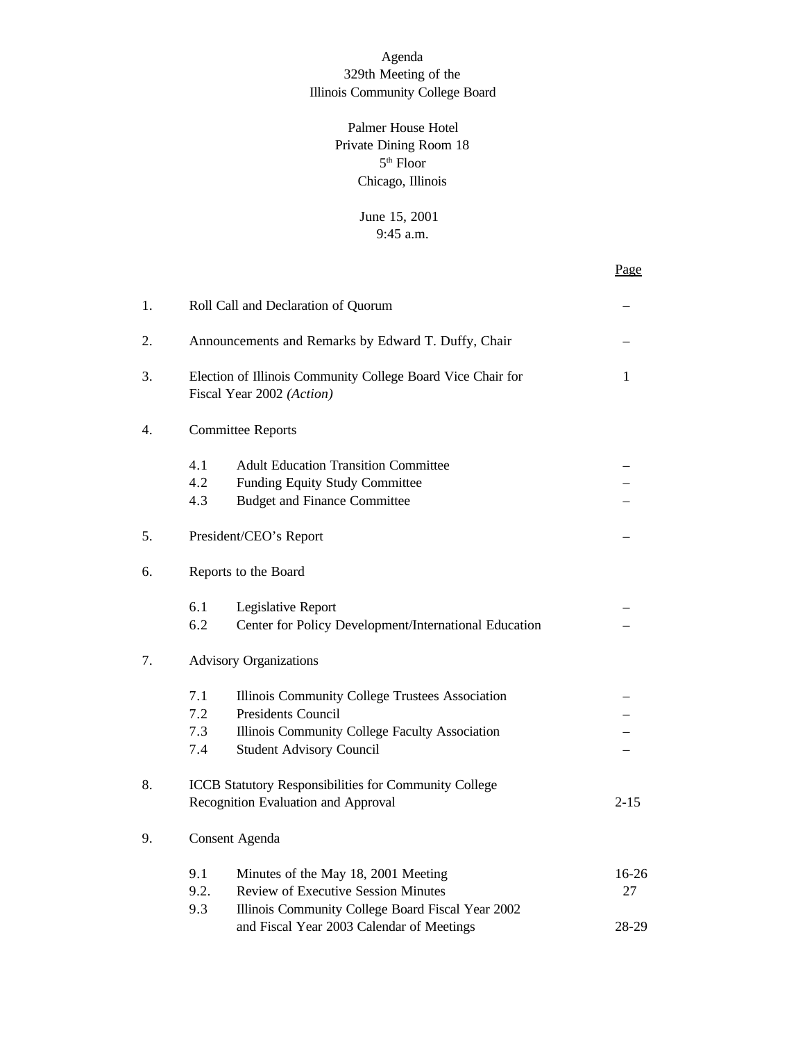# Agenda
## 329th Meeting of the Illinois Community College Board

Palmer House Hotel
Private Dining Room 18
5th Floor
Chicago, Illinois

June 15, 2001
9:45 a.m.

| | | | Page |
|---|---|---|---|
| 1. | Roll Call and Declaration of Quorum | | – |
| 2. | Announcements and Remarks by Edward T. Duffy, Chair | | – |
| 3. | Election of Illinois Community College Board Vice Chair for Fiscal Year 2002 *(Action)* | | 1 |
| 4. | Committee Reports | | |
| | 4.1 | Adult Education Transition Committee | – |
| | 4.2 | Funding Equity Study Committee | – |
| | 4.3 | Budget and Finance Committee | – |
| 5. | President/CEO's Report | | – |
| 6. | Reports to the Board | | |
| | 6.1 | Legislative Report | – |
| | 6.2 | Center for Policy Development/International Education | – |
| 7. | Advisory Organizations | | |
| | 7.1 | Illinois Community College Trustees Association | – |
| | 7.2 | Presidents Council | – |
| | 7.3 | Illinois Community College Faculty Association | – |
| | 7.4 | Student Advisory Council | – |
| 8. | ICCB Statutory Responsibilities for Community College Recognition Evaluation and Approval | | 2-15 |
| 9. | Consent Agenda | | |
| | 9.1 | Minutes of the May 18, 2001 Meeting | 16-26 |
| | 9.2. | Review of Executive Session Minutes | 27 |
| | 9.3 | Illinois Community College Board Fiscal Year 2002 and Fiscal Year 2003 Calendar of Meetings | 28-29 |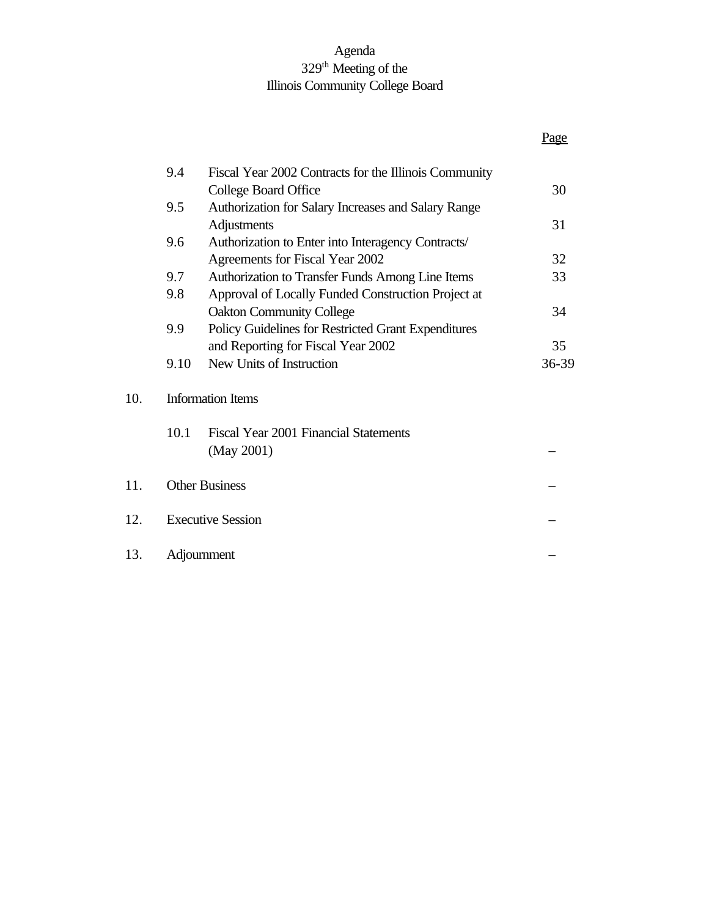Agenda
329th Meeting of the
Illinois Community College Board

| | | | Page |
|---|---|---|---|
| | 9.4 | Fiscal Year 2002 Contracts for the Illinois Community College Board Office | 30 |
| | 9.5 | Authorization for Salary Increases and Salary Range Adjustments | 31 |
| | 9.6 | Authorization to Enter into Interagency Contracts/ Agreements for Fiscal Year 2002 | 32 |
| | 9.7 | Authorization to Transfer Funds Among Line Items | 33 |
| | 9.8 | Approval of Locally Funded Construction Project at Oakton Community College | 34 |
| | 9.9 | Policy Guidelines for Restricted Grant Expenditures and Reporting for Fiscal Year 2002 | 35 |
| | 9.10 | New Units of Instruction | 36-39 |
| 10. | Information Items | | |
| | 10.1 | Fiscal Year 2001 Financial Statements (May 2001) | – |
| 11. | Other Business | | – |
| 12. | Executive Session | | – |
| 13. | Adjournment | | – |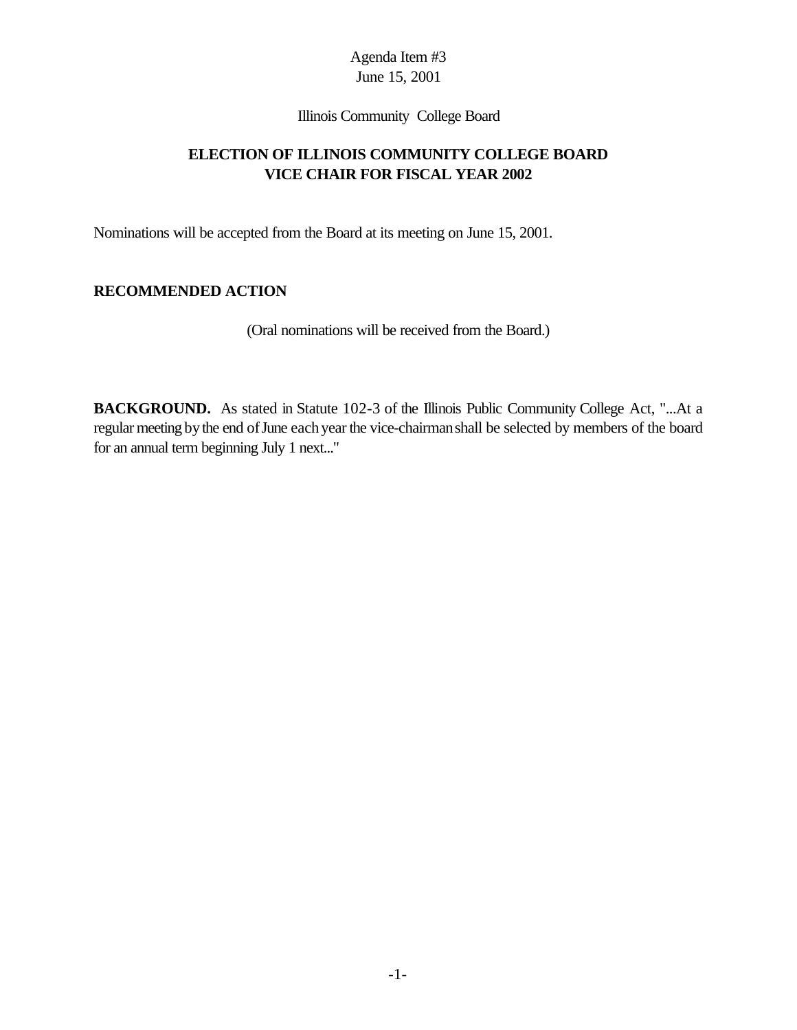Agenda Item #3
June 15, 2001

Illinois Community College Board

## ELECTION OF ILLINOIS COMMUNITY COLLEGE BOARD VICE CHAIR FOR FISCAL YEAR 2002

Nominations will be accepted from the Board at its meeting on June 15, 2001.

### RECOMMENDED ACTION

(Oral nominations will be received from the Board.)

**BACKGROUND.** As stated in Statute 102-3 of the Illinois Public Community College Act, "...At a regular meeting by the end of June each year the vice-chairman shall be selected by members of the board for an annual term beginning July 1 next..."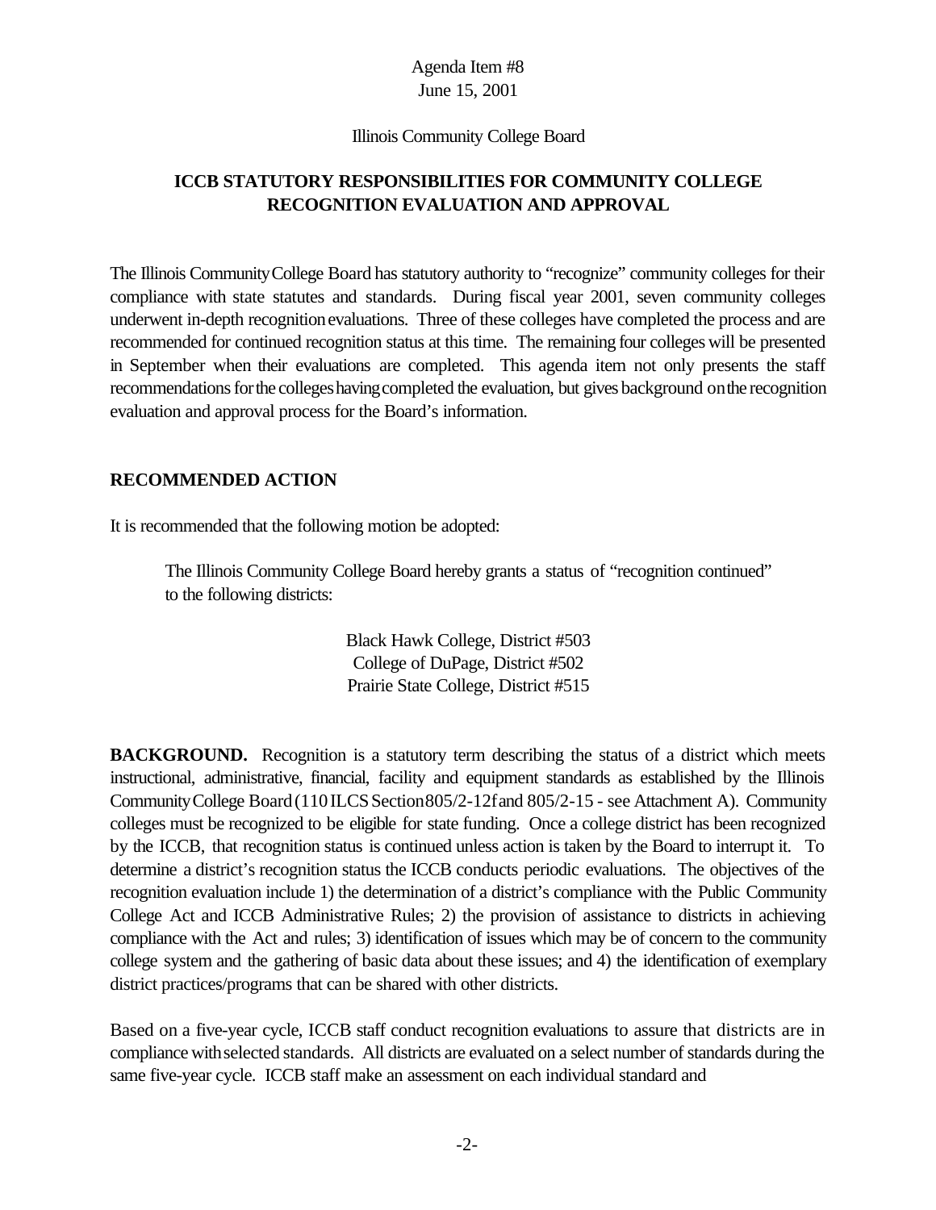Agenda Item #8
June 15, 2001

Illinois Community College Board

**ICCB STATUTORY RESPONSIBILITIES FOR COMMUNITY COLLEGE RECOGNITION EVALUATION AND APPROVAL**

The Illinois Community College Board has statutory authority to "recognize" community colleges for their compliance with state statutes and standards. During fiscal year 2001, seven community colleges underwent in-depth recognition evaluations. Three of these colleges have completed the process and are recommended for continued recognition status at this time. The remaining four colleges will be presented in September when their evaluations are completed. This agenda item not only presents the staff recommendations for the colleges having completed the evaluation, but gives background on the recognition evaluation and approval process for the Board's information.

**RECOMMENDED ACTION**

It is recommended that the following motion be adopted:

> The Illinois Community College Board hereby grants a status of "recognition continued" to the following districts:
>
> Black Hawk College, District #503
> College of DuPage, District #502
> Prairie State College, District #515

**BACKGROUND.** Recognition is a statutory term describing the status of a district which meets instructional, administrative, financial, facility and equipment standards as established by the Illinois Community College Board (110 ILCS Section 805/2-12f and 805/2-15 - see Attachment A). Community colleges must be recognized to be eligible for state funding. Once a college district has been recognized by the ICCB, that recognition status is continued unless action is taken by the Board to interrupt it. To determine a district's recognition status the ICCB conducts periodic evaluations. The objectives of the recognition evaluation include 1) the determination of a district's compliance with the Public Community College Act and ICCB Administrative Rules; 2) the provision of assistance to districts in achieving compliance with the Act and rules; 3) identification of issues which may be of concern to the community college system and the gathering of basic data about these issues; and 4) the identification of exemplary district practices/programs that can be shared with other districts.

Based on a five-year cycle, ICCB staff conduct recognition evaluations to assure that districts are in compliance with selected standards. All districts are evaluated on a select number of standards during the same five-year cycle. ICCB staff make an assessment on each individual standard and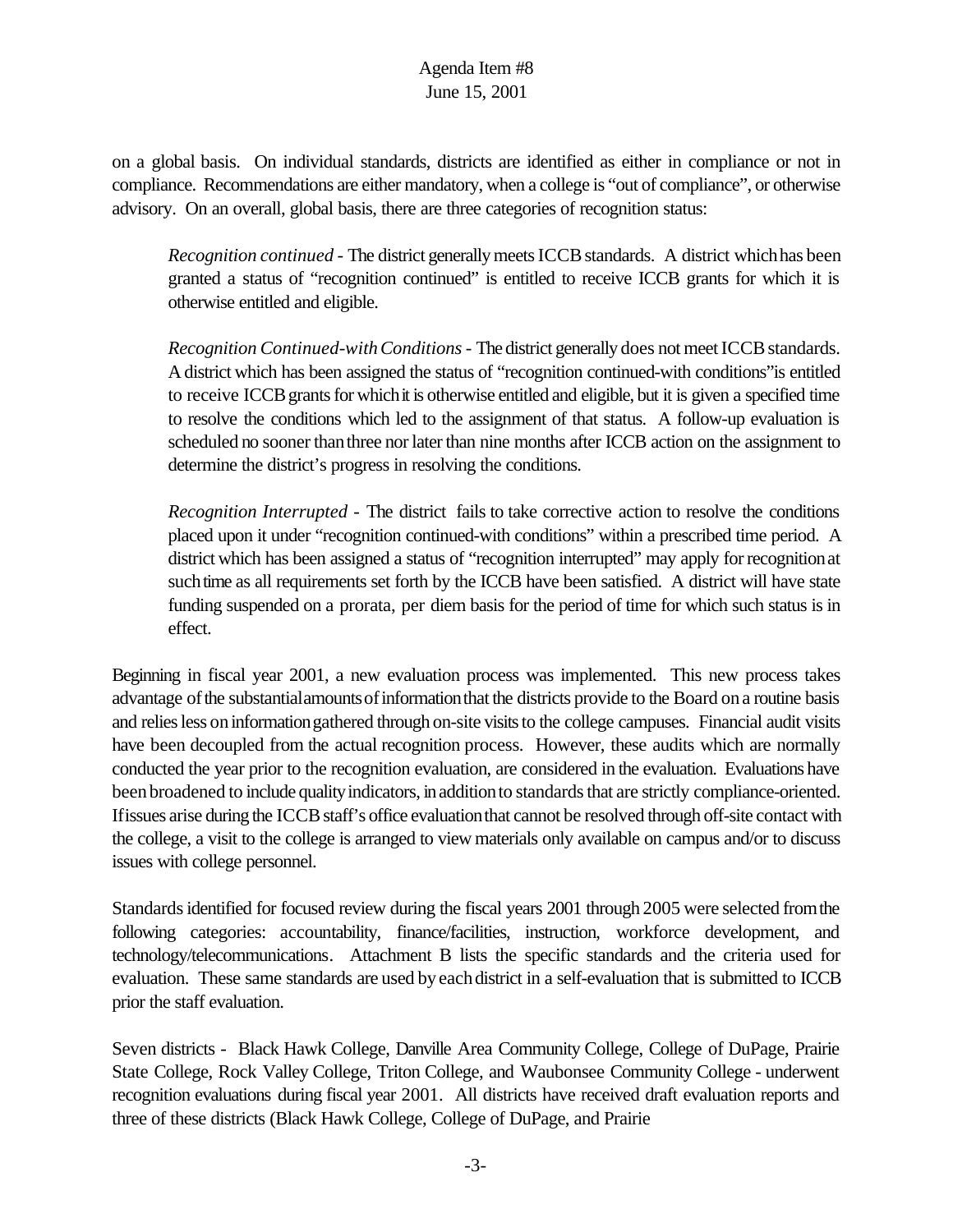on a global basis. On individual standards, districts are identified as either in compliance or not in compliance. Recommendations are either mandatory, when a college is "out of compliance", or otherwise advisory. On an overall, global basis, there are three categories of recognition status:

> *Recognition continued* - The district generally meets ICCB standards. A district which has been granted a status of "recognition continued" is entitled to receive ICCB grants for which it is otherwise entitled and eligible.
>
> *Recognition Continued-with Conditions* - The district generally does not meet ICCB standards. A district which has been assigned the status of "recognition continued-with conditions" is entitled to receive ICCB grants for which it is otherwise entitled and eligible, but it is given a specified time to resolve the conditions which led to the assignment of that status. A follow-up evaluation is scheduled no sooner than three nor later than nine months after ICCB action on the assignment to determine the district's progress in resolving the conditions.
>
> *Recognition Interrupted* - The district fails to take corrective action to resolve the conditions placed upon it under "recognition continued-with conditions" within a prescribed time period. A district which has been assigned a status of "recognition interrupted" may apply for recognition at such time as all requirements set forth by the ICCB have been satisfied. A district will have state funding suspended on a prorata, per diem basis for the period of time for which such status is in effect.

Beginning in fiscal year 2001, a new evaluation process was implemented. This new process takes advantage of the substantial amounts of information that the districts provide to the Board on a routine basis and relies less on information gathered through on-site visits to the college campuses. Financial audit visits have been decoupled from the actual recognition process. However, these audits which are normally conducted the year prior to the recognition evaluation, are considered in the evaluation. Evaluations have been broadened to include quality indicators, in addition to standards that are strictly compliance-oriented. If issues arise during the ICCB staff's office evaluation that cannot be resolved through off-site contact with the college, a visit to the college is arranged to view materials only available on campus and/or to discuss issues with college personnel.

Standards identified for focused review during the fiscal years 2001 through 2005 were selected from the following categories: accountability, finance/facilities, instruction, workforce development, and technology/telecommunications. Attachment B lists the specific standards and the criteria used for evaluation. These same standards are used by each district in a self-evaluation that is submitted to ICCB prior the staff evaluation.

Seven districts - Black Hawk College, Danville Area Community College, College of DuPage, Prairie State College, Rock Valley College, Triton College, and Waubonsee Community College - underwent recognition evaluations during fiscal year 2001. All districts have received draft evaluation reports and three of these districts (Black Hawk College, College of DuPage, and Prairie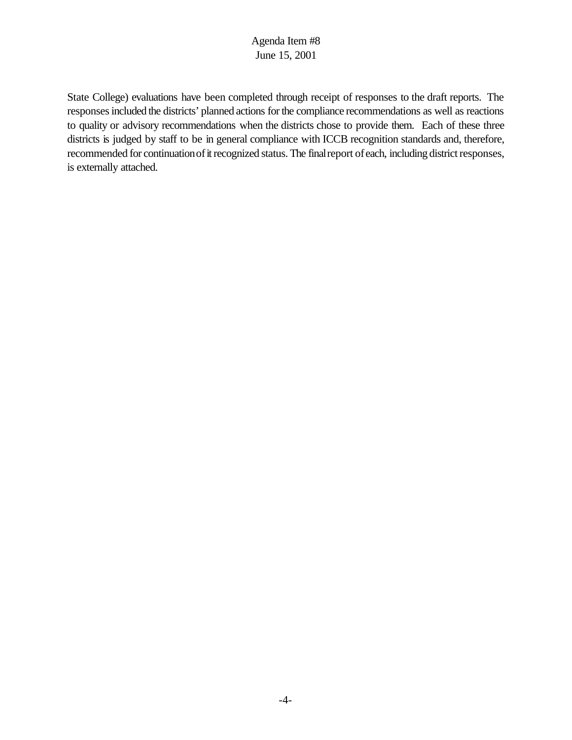State College) evaluations have been completed through receipt of responses to the draft reports. The responses included the districts' planned actions for the compliance recommendations as well as reactions to quality or advisory recommendations when the districts chose to provide them. Each of these three districts is judged by staff to be in general compliance with ICCB recognition standards and, therefore, recommended for continuation of it recognized status. The final report of each, including district responses, is externally attached.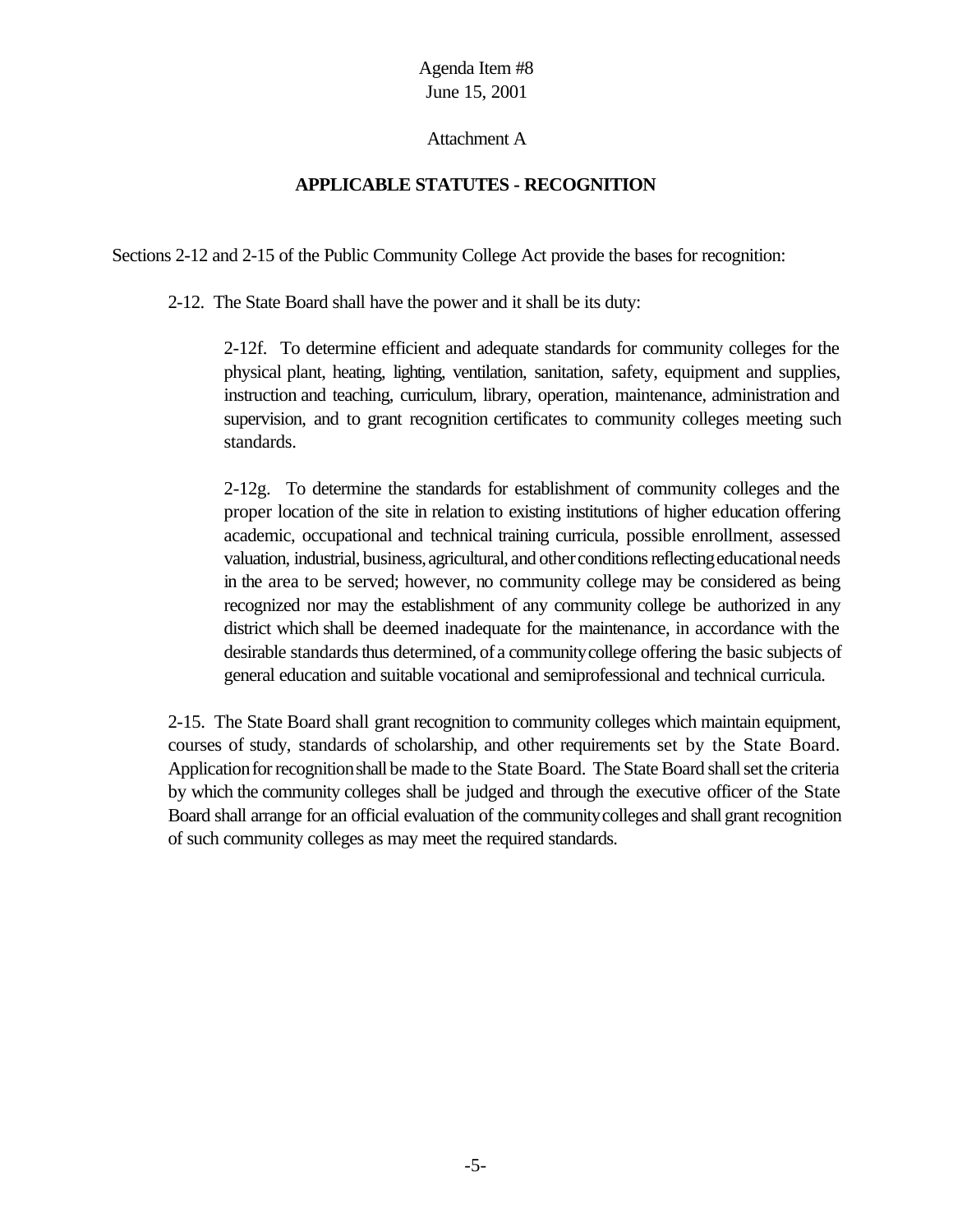Agenda Item #8
June 15, 2001

Attachment A

## APPLICABLE STATUTES - RECOGNITION

Sections 2-12 and 2-15 of the Public Community College Act provide the bases for recognition:

2-12. The State Board shall have the power and it shall be its duty:

2-12f. To determine efficient and adequate standards for community colleges for the physical plant, heating, lighting, ventilation, sanitation, safety, equipment and supplies, instruction and teaching, curriculum, library, operation, maintenance, administration and supervision, and to grant recognition certificates to community colleges meeting such standards.

2-12g. To determine the standards for establishment of community colleges and the proper location of the site in relation to existing institutions of higher education offering academic, occupational and technical training curricula, possible enrollment, assessed valuation, industrial, business, agricultural, and other conditions reflecting educational needs in the area to be served; however, no community college may be considered as being recognized nor may the establishment of any community college be authorized in any district which shall be deemed inadequate for the maintenance, in accordance with the desirable standards thus determined, of a community college offering the basic subjects of general education and suitable vocational and semiprofessional and technical curricula.

2-15. The State Board shall grant recognition to community colleges which maintain equipment, courses of study, standards of scholarship, and other requirements set by the State Board. Application for recognition shall be made to the State Board. The State Board shall set the criteria by which the community colleges shall be judged and through the executive officer of the State Board shall arrange for an official evaluation of the community colleges and shall grant recognition of such community colleges as may meet the required standards.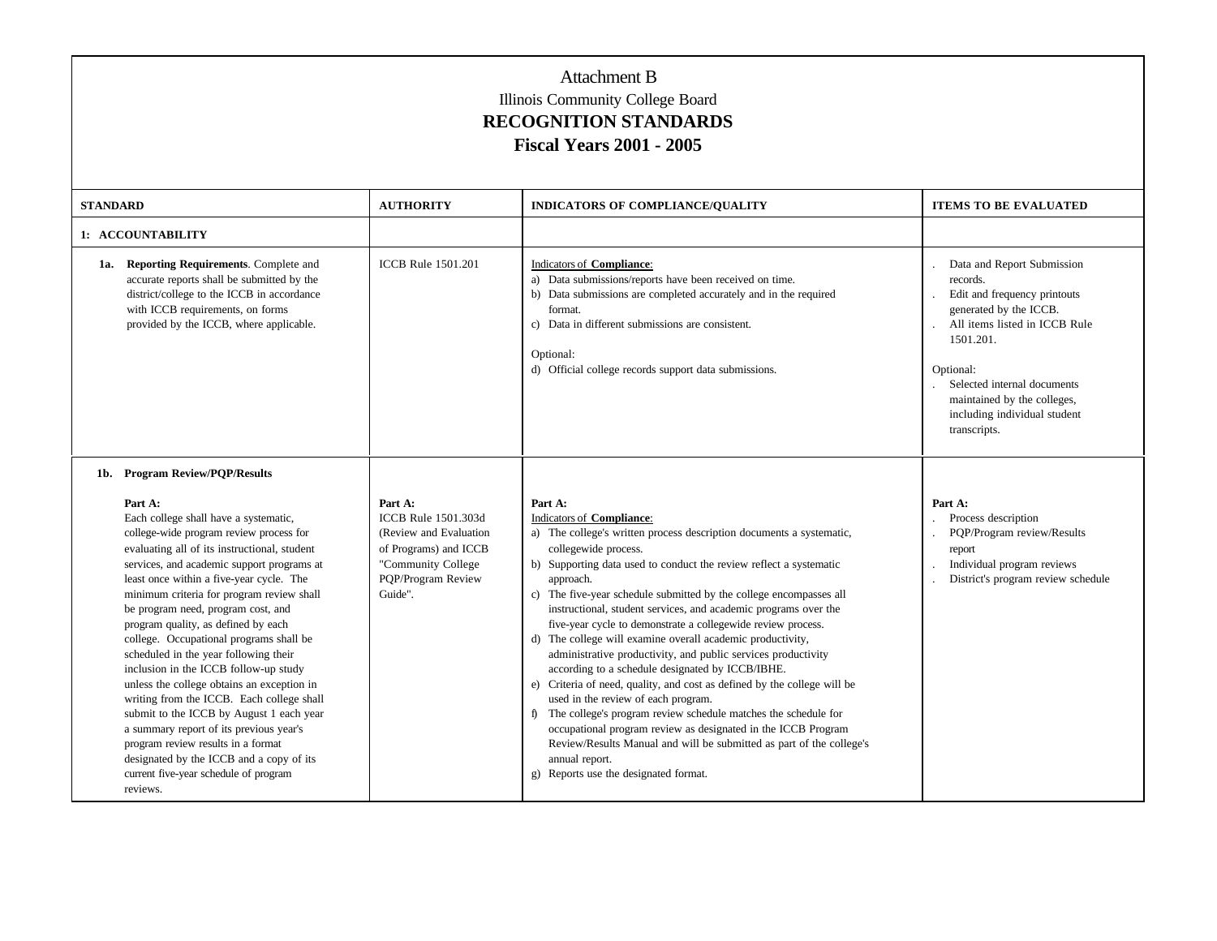# Attachment B

## Illinois Community College Board

## RECOGNITION STANDARDS

## Fiscal Years 2001 - 2005

| STANDARD | AUTHORITY | INDICATORS OF COMPLIANCE/QUALITY | ITEMS TO BE EVALUATED |
|---|---|---|---|
| **1: ACCOUNTABILITY** | | | |
| **1a. Reporting Requirements**. Complete and accurate reports shall be submitted by the district/college to the ICCB in accordance with ICCB requirements, on forms provided by the ICCB, where applicable. | ICCB Rule 1501.201 | Indicators of **Compliance**:<br>a) Data submissions/reports have been received on time.<br>b) Data submissions are completed accurately and in the required format.<br>c) Data in different submissions are consistent.<br><br>Optional:<br>d) Official college records support data submissions. | . Data and Report Submission records.<br>. Edit and frequency printouts generated by the ICCB.<br>. All items listed in ICCB Rule 1501.201.<br><br>Optional:<br>. Selected internal documents maintained by the colleges, including individual student transcripts. |
| **1b. Program Review/PQP/Results**<br><br>**Part A:**<br>Each college shall have a systematic, college-wide program review process for evaluating all of its instructional, student services, and academic support programs at least once within a five-year cycle. The minimum criteria for program review shall be program need, program cost, and program quality, as defined by each college. Occupational programs shall be scheduled in the year following their inclusion in the ICCB follow-up study unless the college obtains an exception in writing from the ICCB. Each college shall submit to the ICCB by August 1 each year a summary report of its previous year's program review results in a format designated by the ICCB and a copy of its current five-year schedule of program reviews. | **Part A:**<br>ICCB Rule 1501.303d (Review and Evaluation of Programs) and ICCB "Community College PQP/Program Review Guide". | **Part A:**<br>Indicators of **Compliance**:<br>a) The college's written process description documents a systematic, collegewide process.<br>b) Supporting data used to conduct the review reflect a systematic approach.<br>c) The five-year schedule submitted by the college encompasses all instructional, student services, and academic programs over the five-year cycle to demonstrate a collegewide review process.<br>d) The college will examine overall academic productivity, administrative productivity, and public services productivity according to a schedule designated by ICCB/IBHE.<br>e) Criteria of need, quality, and cost as defined by the college will be used in the review of each program.<br>f) The college's program review schedule matches the schedule for occupational program review as designated in the ICCB Program Review/Results Manual and will be submitted as part of the college's annual report.<br>g) Reports use the designated format. | **Part A:**<br>. Process description<br>. PQP/Program review/Results report<br>. Individual program reviews<br>. District's program review schedule |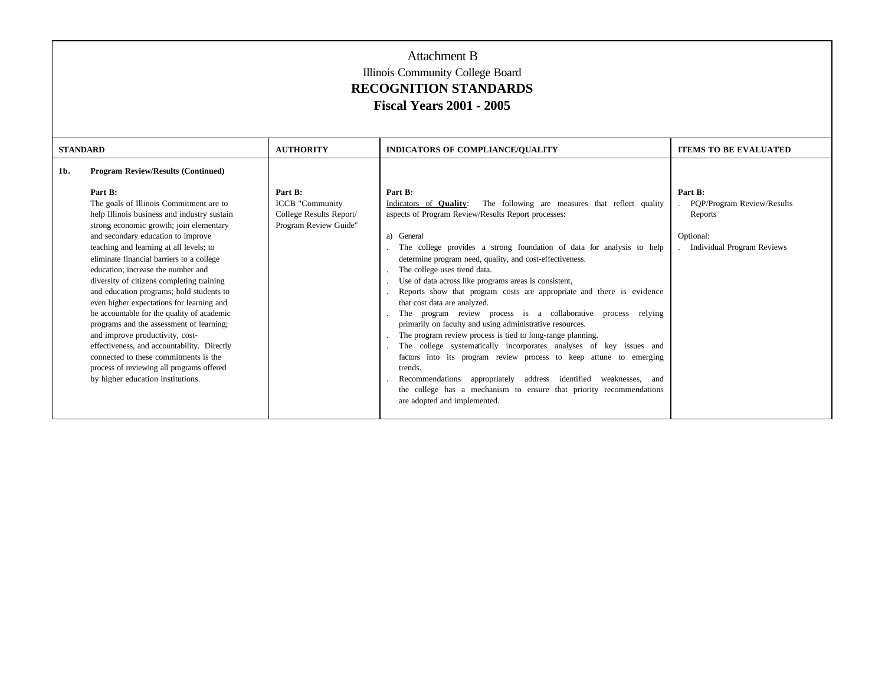# Attachment B

Illinois Community College Board

**RECOGNITION STANDARDS**

**Fiscal Years 2001 - 2005**

| STANDARD | AUTHORITY | INDICATORS OF COMPLIANCE/QUALITY | ITEMS TO BE EVALUATED |
|---|---|---|---|
| **1b. Program Review/Results (Continued)**<br><br>**Part B:**<br>The goals of Illinois Commitment are to help Illinois business and industry sustain strong economic growth; join elementary and secondary education to improve teaching and learning at all levels; to eliminate financial barriers to a college education; increase the number and diversity of citizens completing training and education programs; hold students to even higher expectations for learning and be accountable for the quality of academic programs and the assessment of learning; and improve productivity, cost-effectiveness, and accountability. Directly connected to these commitments is the process of reviewing all programs offered by higher education institutions. | **Part B:**<br>ICCB "Community College Results Report/ Program Review Guide" | **Part B:**<br>Indicators of **Quality**: The following are measures that reflect quality aspects of Program Review/Results Report processes:<br><br>a) General<br>. The college provides a strong foundation of data for analysis to help determine program need, quality, and cost-effectiveness.<br>. The college uses trend data.<br>. Use of data across like programs areas is consistent,<br>. Reports show that program costs are appropriate and there is evidence that cost data are analyzed.<br>. The program review process is a collaborative process relying primarily on faculty and using administrative resources.<br>. The program review process is tied to long-range planning.<br>. The college systematically incorporates analyses of key issues and factors into its program review process to keep attune to emerging trends.<br>. Recommendations appropriately address identified weaknesses, and the college has a mechanism to ensure that priority recommendations are adopted and implemented. | **Part B:**<br>. PQP/Program Review/Results Reports<br><br>Optional:<br>. Individual Program Reviews |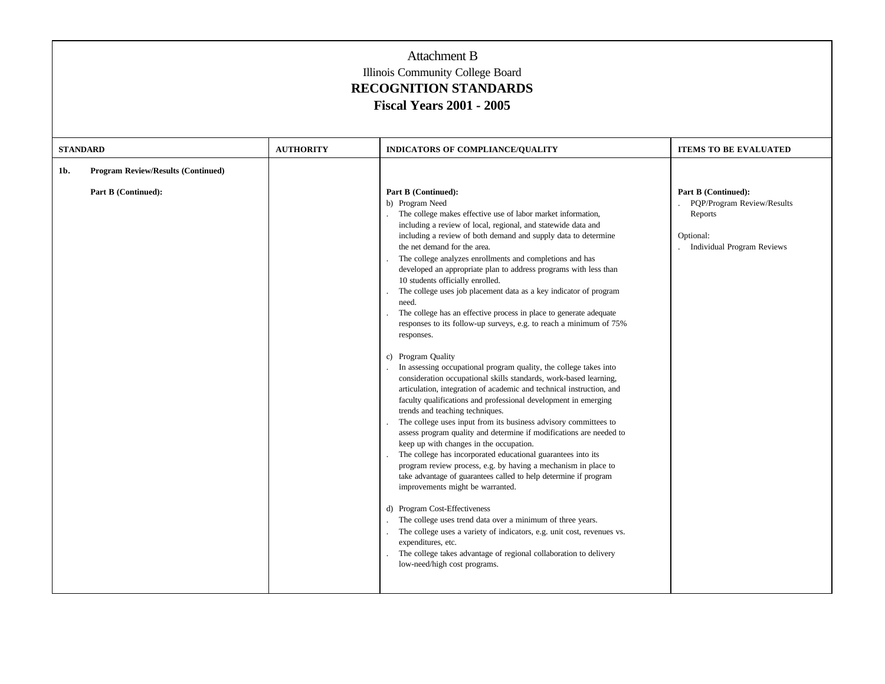# Attachment B

Illinois Community College Board

**RECOGNITION STANDARDS**

**Fiscal Years 2001 - 2005**

| STANDARD | AUTHORITY | INDICATORS OF COMPLIANCE/QUALITY | ITEMS TO BE EVALUATED |
|---|---|---|---|
| **1b. Program Review/Results (Continued)**<br><br>**Part B (Continued):** | | **Part B (Continued):**<br>b) Program Need<br>. The college makes effective use of labor market information, including a review of local, regional, and statewide data and including a review of both demand and supply data to determine the net demand for the area.<br>. The college analyzes enrollments and completions and has developed an appropriate plan to address programs with less than 10 students officially enrolled.<br>. The college uses job placement data as a key indicator of program need.<br>. The college has an effective process in place to generate adequate responses to its follow-up surveys, e.g. to reach a minimum of 75% responses.<br><br>c) Program Quality<br>. In assessing occupational program quality, the college takes into consideration occupational skills standards, work-based learning, articulation, integration of academic and technical instruction, and faculty qualifications and professional development in emerging trends and teaching techniques.<br>. The college uses input from its business advisory committees to assess program quality and determine if modifications are needed to keep up with changes in the occupation.<br>. The college has incorporated educational guarantees into its program review process, e.g. by having a mechanism in place to take advantage of guarantees called to help determine if program improvements might be warranted.<br><br>d) Program Cost-Effectiveness<br>. The college uses trend data over a minimum of three years.<br>. The college uses a variety of indicators, e.g. unit cost, revenues vs. expenditures, etc.<br>. The college takes advantage of regional collaboration to delivery low-need/high cost programs. | **Part B (Continued):**<br>. PQP/Program Review/Results Reports<br><br>Optional:<br>. Individual Program Reviews |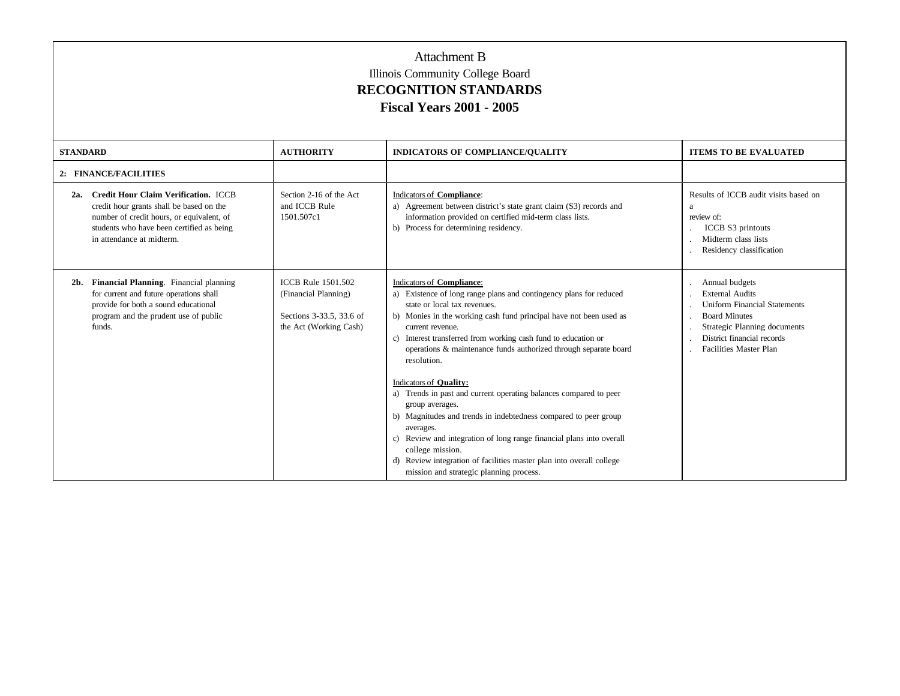# Attachment B

Illinois Community College Board

**RECOGNITION STANDARDS**

**Fiscal Years 2001 - 2005**

| STANDARD | AUTHORITY | INDICATORS OF COMPLIANCE/QUALITY | ITEMS TO BE EVALUATED |
|---|---|---|---|
| **2: FINANCE/FACILITIES** | | | |
| **2a. Credit Hour Claim Verification.** ICCB credit hour grants shall be based on the number of credit hours, or equivalent, of students who have been certified as being in attendance at midterm. | Section 2-16 of the Act and ICCB Rule 1501.507c1 | Indicators of **Compliance**:<br>a) Agreement between district's state grant claim (S3) records and information provided on certified mid-term class lists.<br>b) Process for determining residency. | Results of ICCB audit visits based on a review of:<br>. ICCB S3 printouts<br>. Midterm class lists<br>. Residency classification |
| **2b. Financial Planning**. Financial planning for current and future operations shall provide for both a sound educational program and the prudent use of public funds. | ICCB Rule 1501.502 (Financial Planning)<br><br>Sections 3-33.5, 33.6 of the Act (Working Cash) | Indicators of **Compliance**:<br>a) Existence of long range plans and contingency plans for reduced state or local tax revenues.<br>b) Monies in the working cash fund principal have not been used as current revenue.<br>c) Interest transferred from working cash fund to education or operations & maintenance funds authorized through separate board resolution.<br><br>Indicators of **Quality:**<br>a) Trends in past and current operating balances compared to peer group averages.<br>b) Magnitudes and trends in indebtedness compared to peer group averages.<br>c) Review and integration of long range financial plans into overall college mission.<br>d) Review integration of facilities master plan into overall college mission and strategic planning process. | . Annual budgets<br>. External Audits<br>. Uniform Financial Statements<br>. Board Minutes<br>. Strategic Planning documents<br>. District financial records<br>. Facilities Master Plan |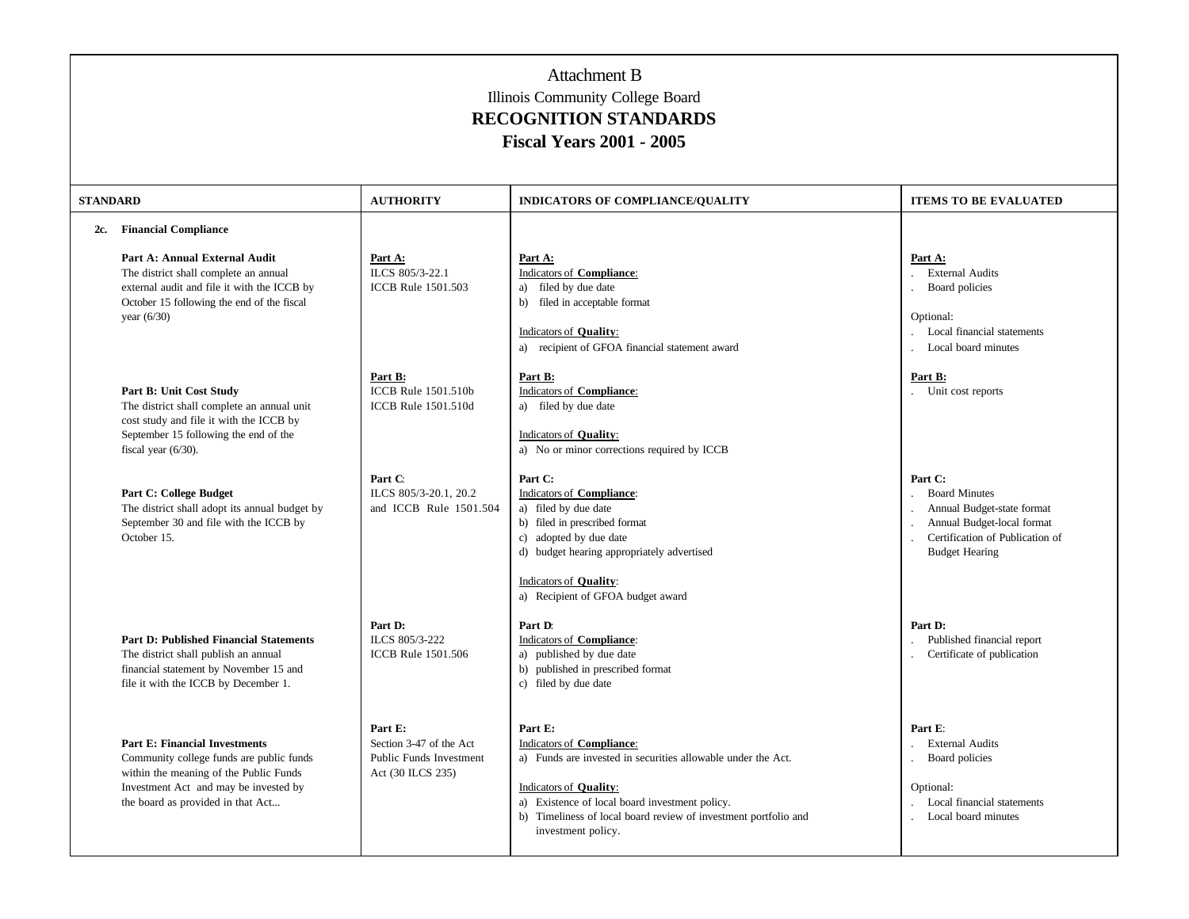# Attachment B

Illinois Community College Board

## RECOGNITION STANDARDS

### Fiscal Years 2001 - 2005

| STANDARD | AUTHORITY | INDICATORS OF COMPLIANCE/QUALITY | ITEMS TO BE EVALUATED |
|---|---|---|---|
| **2c. Financial Compliance** | | | |
| **Part A: Annual External Audit**<br>The district shall complete an annual external audit and file it with the ICCB by October 15 following the end of the fiscal year (6/30) | **Part A:**<br>ILCS 805/3-22.1<br>ICCB Rule 1501.503 | **Part A:**<br>Indicators of **Compliance**:<br>a) filed by due date<br>b) filed in acceptable format<br><br>Indicators of **Quality**:<br>a) recipient of GFOA financial statement award | **Part A:**<br>. External Audits<br>. Board policies<br><br>Optional:<br>. Local financial statements<br>. Local board minutes |
| **Part B: Unit Cost Study**<br>The district shall complete an annual unit cost study and file it with the ICCB by September 15 following the end of the fiscal year (6/30). | **Part B:**<br>ICCB Rule 1501.510b<br>ICCB Rule 1501.510d | **Part B:**<br>Indicators of **Compliance**:<br>a) filed by due date<br><br>Indicators of **Quality**:<br>a) No or minor corrections required by ICCB | **Part B:**<br>. Unit cost reports |
| **Part C: College Budget**<br>The district shall adopt its annual budget by September 30 and file with the ICCB by October 15. | **Part C**:<br>ILCS 805/3-20.1, 20.2 and ICCB Rule 1501.504 | **Part C:**<br>Indicators of **Compliance**:<br>a) filed by due date<br>b) filed in prescribed format<br>c) adopted by due date<br>d) budget hearing appropriately advertised<br><br>Indicators of **Quality**:<br>a) Recipient of GFOA budget award | **Part C:**<br>. Board Minutes<br>. Annual Budget-state format<br>. Annual Budget-local format<br>. Certification of Publication of Budget Hearing |
| **Part D: Published Financial Statements**<br>The district shall publish an annual financial statement by November 15 and file it with the ICCB by December 1. | **Part D:**<br>ILCS 805/3-222<br>ICCB Rule 1501.506 | **Part D**:<br>Indicators of **Compliance**:<br>a) published by due date<br>b) published in prescribed format<br>c) filed by due date | **Part D:**<br>. Published financial report<br>. Certificate of publication |
| **Part E: Financial Investments**<br>Community college funds are public funds within the meaning of the Public Funds Investment Act and may be invested by the board as provided in that Act... | **Part E:**<br>Section 3-47 of the Act<br>Public Funds Investment Act (30 ILCS 235) | **Part E:**<br>Indicators of **Compliance**:<br>a) Funds are invested in securities allowable under the Act.<br><br>Indicators of **Quality**:<br>a) Existence of local board investment policy.<br>b) Timeliness of local board review of investment portfolio and investment policy. | **Part E**:<br>. External Audits<br>. Board policies<br><br>Optional:<br>. Local financial statements<br>. Local board minutes |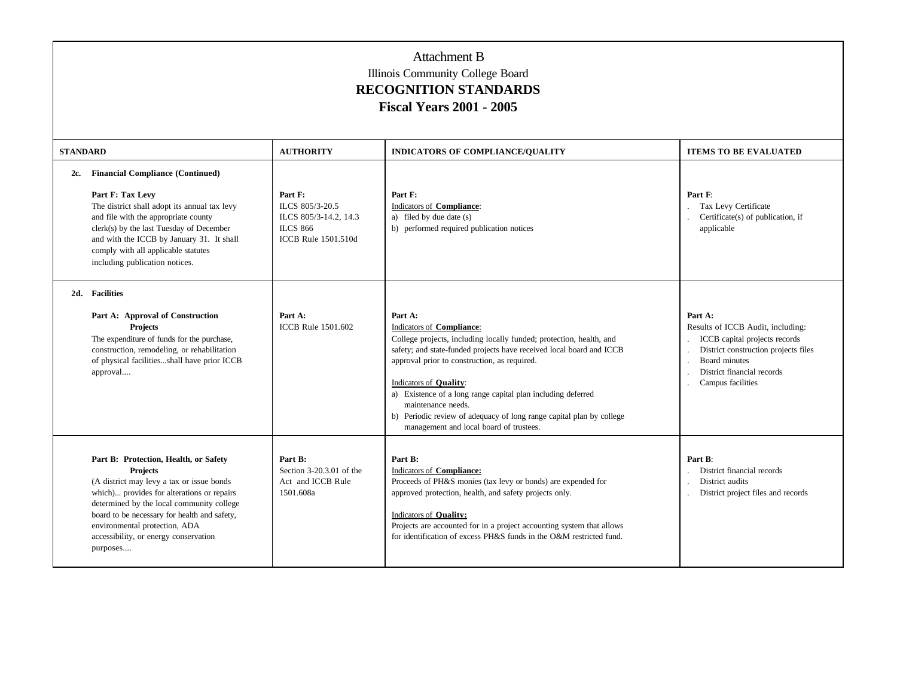Attachment B

Illinois Community College Board

**RECOGNITION STANDARDS**

**Fiscal Years 2001 - 2005**

| STANDARD | AUTHORITY | INDICATORS OF COMPLIANCE/QUALITY | ITEMS TO BE EVALUATED |
|---|---|---|---|
| **2c. Financial Compliance (Continued)**<br><br>**Part F: Tax Levy**<br>The district shall adopt its annual tax levy and file with the appropriate county clerk(s) by the last Tuesday of December and with the ICCB by January 31. It shall comply with all applicable statutes including publication notices. | **Part F:**<br>ILCS 805/3-20.5<br>ILCS 805/3-14.2, 14.3<br>ILCS 866<br>ICCB Rule 1501.510d | **Part F:**<br>Indicators of **Compliance**:<br>a) filed by due date (s)<br>b) performed required publication notices | **Part F**:<br>. Tax Levy Certificate<br>. Certificate(s) of publication, if applicable |
| **2d. Facilities**<br><br>**Part A: Approval of Construction Projects**<br>The expenditure of funds for the purchase, construction, remodeling, or rehabilitation of physical facilities...shall have prior ICCB approval.... | **Part A:**<br>ICCB Rule 1501.602 | **Part A:**<br>Indicators of **Compliance**:<br>College projects, including locally funded; protection, health, and safety; and state-funded projects have received local board and ICCB approval prior to construction, as required.<br><br>Indicators of **Quality**:<br>a) Existence of a long range capital plan including deferred maintenance needs.<br>b) Periodic review of adequacy of long range capital plan by college management and local board of trustees. | **Part A:**<br>Results of ICCB Audit, including:<br>. ICCB capital projects records<br>. District construction projects files<br>. Board minutes<br>. District financial records<br>. Campus facilities |
| **Part B: Protection, Health, or Safety Projects**<br>(A district may levy a tax or issue bonds which)... provides for alterations or repairs determined by the local community college board to be necessary for health and safety, environmental protection, ADA accessibility, or energy conservation purposes.... | **Part B:**<br>Section 3-20.3.01 of the Act and ICCB Rule 1501.608a | **Part B:**<br>Indicators of **Compliance:**<br>Proceeds of PH&S monies (tax levy or bonds) are expended for approved protection, health, and safety projects only.<br><br>Indicators of **Quality:**<br>Projects are accounted for in a project accounting system that allows for identification of excess PH&S funds in the O&M restricted fund. | **Part B**:<br>. District financial records<br>. District audits<br>. District project files and records |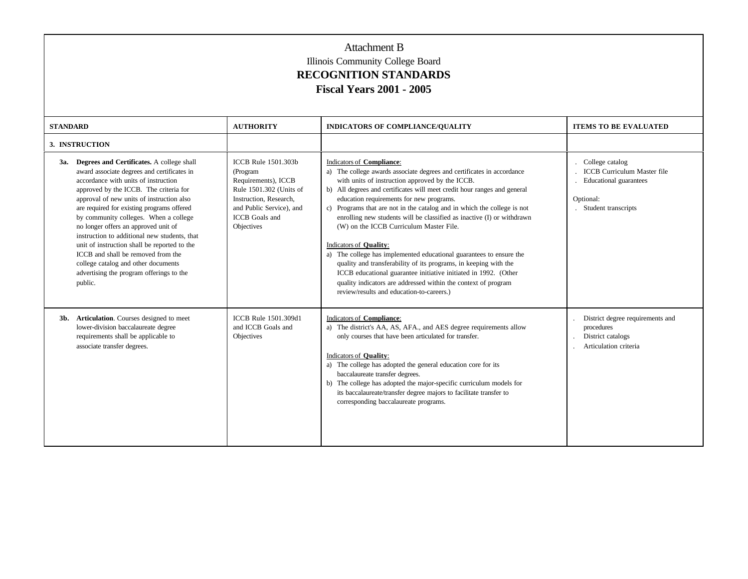Attachment B

Illinois Community College Board

**RECOGNITION STANDARDS**

**Fiscal Years 2001 - 2005**

| STANDARD | AUTHORITY | INDICATORS OF COMPLIANCE/QUALITY | ITEMS TO BE EVALUATED |
|---|---|---|---|
| **3. INSTRUCTION** | | | |
| **3a. Degrees and Certificates.** A college shall award associate degrees and certificates in accordance with units of instruction approved by the ICCB. The criteria for approval of new units of instruction also are required for existing programs offered by community colleges. When a college no longer offers an approved unit of instruction to additional new students, that unit of instruction shall be reported to the ICCB and shall be removed from the college catalog and other documents advertising the program offerings to the public. | ICCB Rule 1501.303b (Program Requirements), ICCB Rule 1501.302 (Units of Instruction, Research, and Public Service), and ICCB Goals and Objectives | Indicators of **Compliance**:<br>a) The college awards associate degrees and certificates in accordance with units of instruction approved by the ICCB.<br>b) All degrees and certificates will meet credit hour ranges and general education requirements for new programs.<br>c) Programs that are not in the catalog and in which the college is not enrolling new students will be classified as inactive (I) or withdrawn (W) on the ICCB Curriculum Master File.<br><br>Indicators of **Quality**:<br>a) The college has implemented educational guarantees to ensure the quality and transferability of its programs, in keeping with the ICCB educational guarantee initiative initiated in 1992. (Other quality indicators are addressed within the context of program review/results and education-to-careers.) | . College catalog<br>. ICCB Curriculum Master file<br>. Educational guarantees<br><br>Optional:<br>. Student transcripts |
| **3b. Articulation**. Courses designed to meet lower-division baccalaureate degree requirements shall be applicable to associate transfer degrees. | ICCB Rule 1501.309d1 and ICCB Goals and Objectives | Indicators of **Compliance**:<br>a) The district's AA, AS, AFA., and AES degree requirements allow only courses that have been articulated for transfer.<br><br>Indicators of **Quality**:<br>a) The college has adopted the general education core for its baccalaureate transfer degrees.<br>b) The college has adopted the major-specific curriculum models for its baccalaureate/transfer degree majors to facilitate transfer to corresponding baccalaureate programs. | . District degree requirements and procedures<br>. District catalogs<br>. Articulation criteria |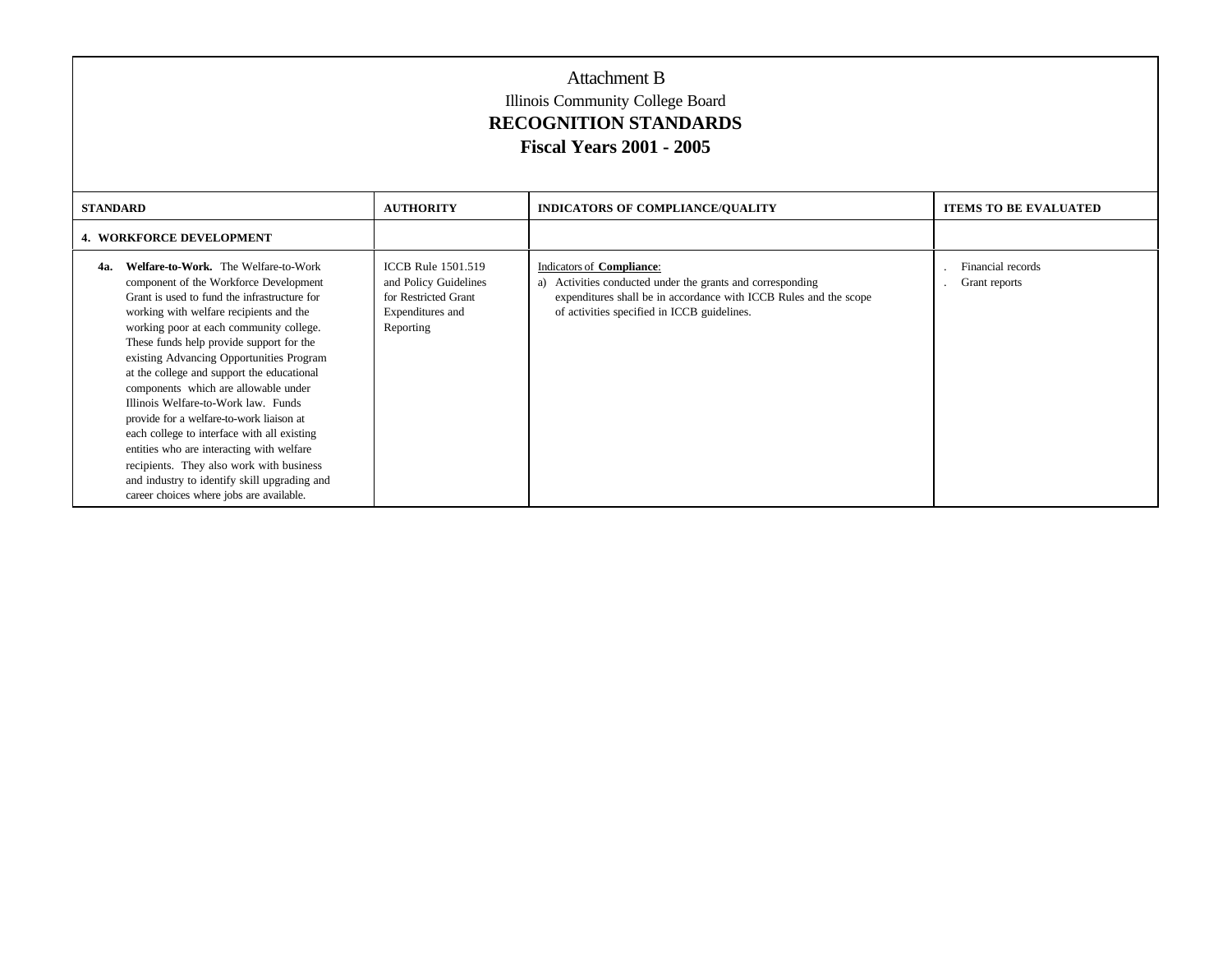Attachment B

Illinois Community College Board

**RECOGNITION STANDARDS**

**Fiscal Years 2001 - 2005**

| STANDARD | AUTHORITY | INDICATORS OF COMPLIANCE/QUALITY | ITEMS TO BE EVALUATED |
|---|---|---|---|
| **4. WORKFORCE DEVELOPMENT** | | | |
| **4a. Welfare-to-Work.** The Welfare-to-Work component of the Workforce Development Grant is used to fund the infrastructure for working with welfare recipients and the working poor at each community college. These funds help provide support for the existing Advancing Opportunities Program at the college and support the educational components which are allowable under Illinois Welfare-to-Work law. Funds provide for a welfare-to-work liaison at each college to interface with all existing entities who are interacting with welfare recipients. They also work with business and industry to identify skill upgrading and career choices where jobs are available. | ICCB Rule 1501.519 and Policy Guidelines for Restricted Grant Expenditures and Reporting | Indicators of **Compliance**:<br>a) Activities conducted under the grants and corresponding expenditures shall be in accordance with ICCB Rules and the scope of activities specified in ICCB guidelines. | . Financial records<br>. Grant reports |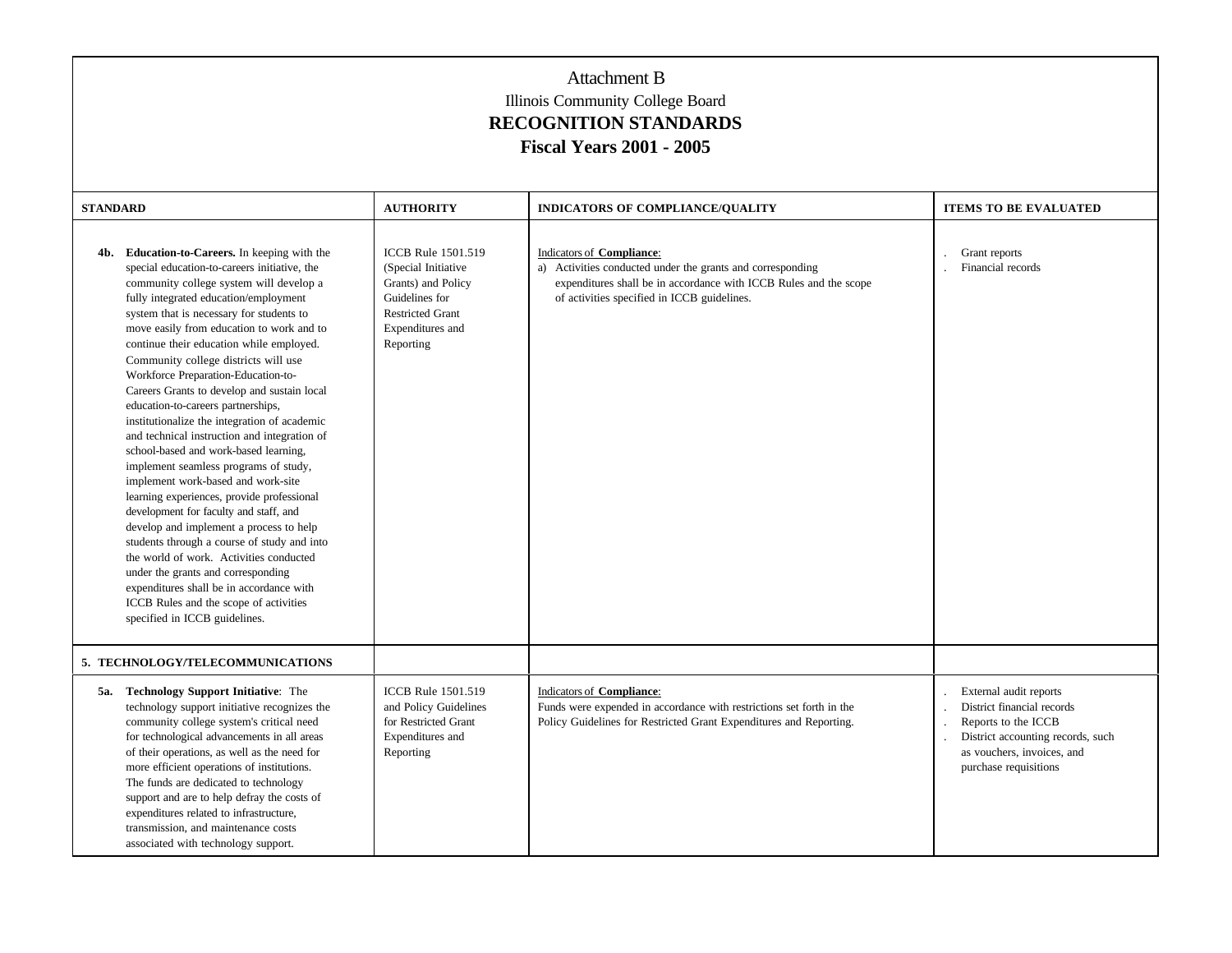Attachment B

Illinois Community College Board

**RECOGNITION STANDARDS**

**Fiscal Years 2001 - 2005**

| STANDARD | AUTHORITY | INDICATORS OF COMPLIANCE/QUALITY | ITEMS TO BE EVALUATED |
|---|---|---|---|
| **4b. Education-to-Careers.** In keeping with the special education-to-careers initiative, the community college system will develop a fully integrated education/employment system that is necessary for students to move easily from education to work and to continue their education while employed. Community college districts will use Workforce Preparation-Education-to-Careers Grants to develop and sustain local education-to-careers partnerships, institutionalize the integration of academic and technical instruction and integration of school-based and work-based learning, implement seamless programs of study, implement work-based and work-site learning experiences, provide professional development for faculty and staff, and develop and implement a process to help students through a course of study and into the world of work. Activities conducted under the grants and corresponding expenditures shall be in accordance with ICCB Rules and the scope of activities specified in ICCB guidelines. | ICCB Rule 1501.519 (Special Initiative Grants) and Policy Guidelines for Restricted Grant Expenditures and Reporting | Indicators of **Compliance**:<br>a) Activities conducted under the grants and corresponding expenditures shall be in accordance with ICCB Rules and the scope of activities specified in ICCB guidelines. | . Grant reports<br>. Financial records |
| **5. TECHNOLOGY/TELECOMMUNICATIONS** | | | |
| **5a. Technology Support Initiative**: The technology support initiative recognizes the community college system's critical need for technological advancements in all areas of their operations, as well as the need for more efficient operations of institutions. The funds are dedicated to technology support and are to help defray the costs of expenditures related to infrastructure, transmission, and maintenance costs associated with technology support. | ICCB Rule 1501.519 and Policy Guidelines for Restricted Grant Expenditures and Reporting | Indicators of **Compliance**:<br>Funds were expended in accordance with restrictions set forth in the Policy Guidelines for Restricted Grant Expenditures and Reporting. | . External audit reports<br>. District financial records<br>. Reports to the ICCB<br>. District accounting records, such as vouchers, invoices, and purchase requisitions |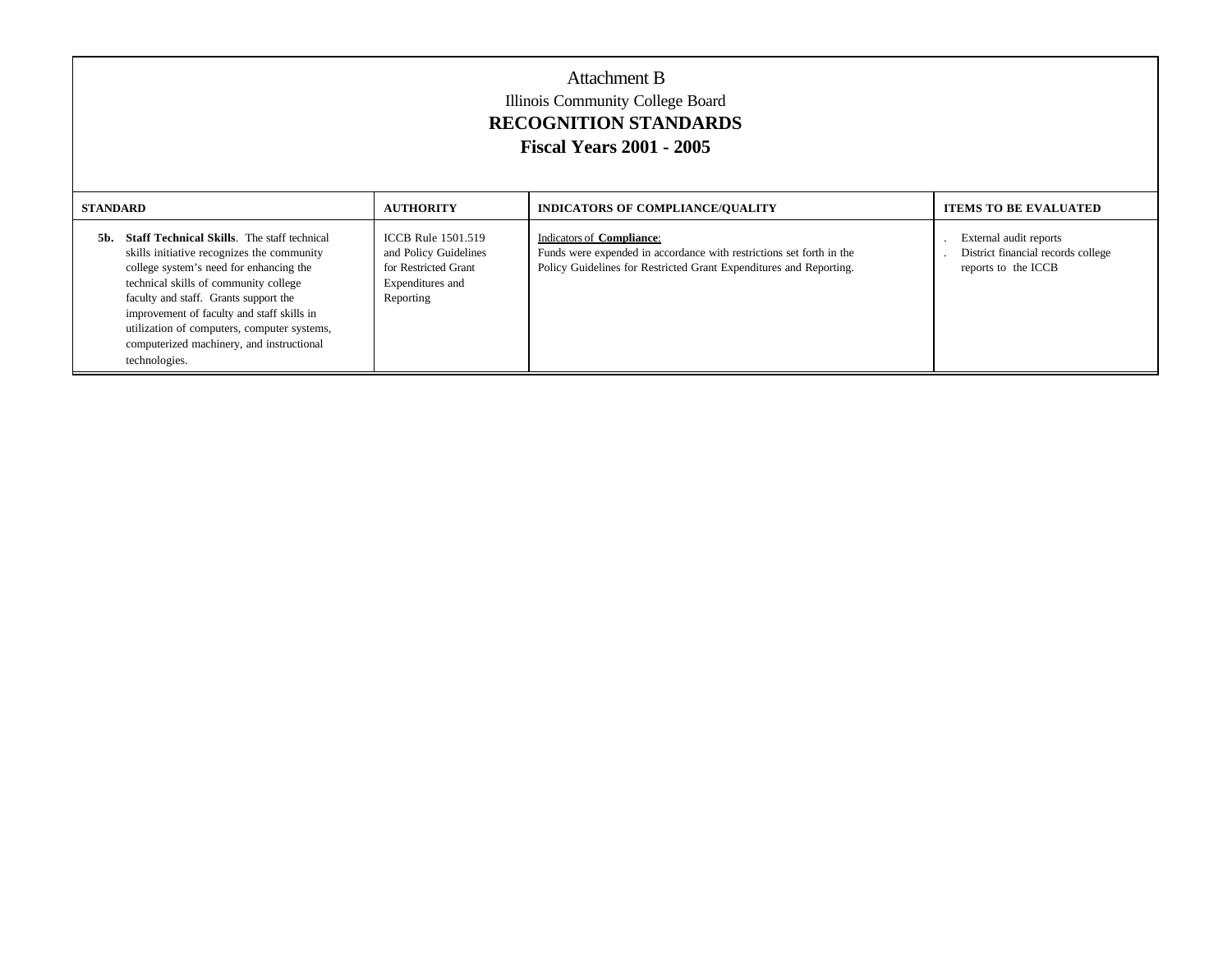Attachment B

Illinois Community College Board

**RECOGNITION STANDARDS**

**Fiscal Years 2001 - 2005**

| STANDARD | AUTHORITY | INDICATORS OF COMPLIANCE/QUALITY | ITEMS TO BE EVALUATED |
|---|---|---|---|
| **5b. Staff Technical Skills**. The staff technical skills initiative recognizes the community college system's need for enhancing the technical skills of community college faculty and staff. Grants support the improvement of faculty and staff skills in utilization of computers, computer systems, computerized machinery, and instructional technologies. | ICCB Rule 1501.519 and Policy Guidelines for Restricted Grant Expenditures and Reporting | Indicators of **Compliance**:<br>Funds were expended in accordance with restrictions set forth in the Policy Guidelines for Restricted Grant Expenditures and Reporting. | . External audit reports<br>. District financial records college reports to the ICCB |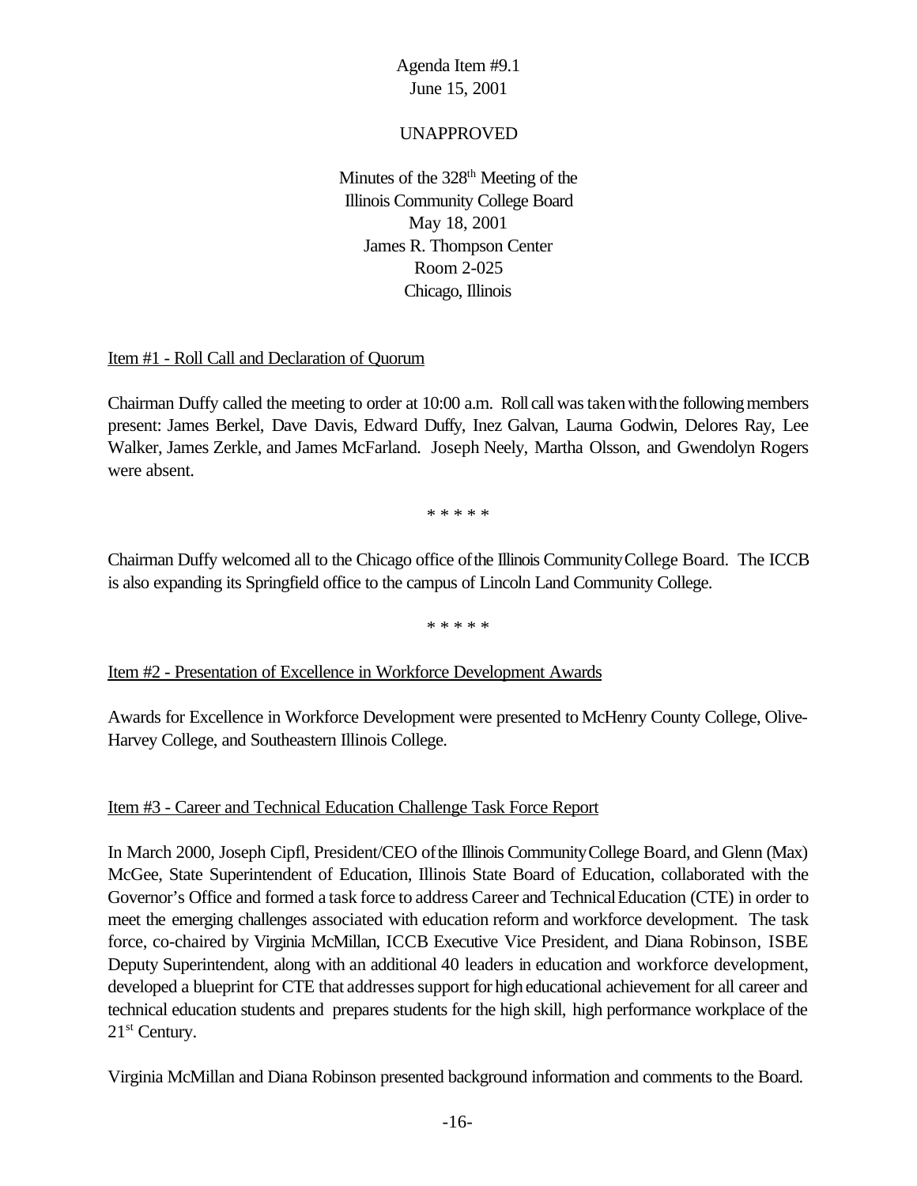Agenda Item #9.1
June 15, 2001

UNAPPROVED

Minutes of the 328th Meeting of the
Illinois Community College Board
May 18, 2001
James R. Thompson Center
Room 2-025
Chicago, Illinois

Item #1 - Roll Call and Declaration of Quorum

Chairman Duffy called the meeting to order at 10:00 a.m. Roll call was taken with the following members present: James Berkel, Dave Davis, Edward Duffy, Inez Galvan, Laurna Godwin, Delores Ray, Lee Walker, James Zerkle, and James McFarland. Joseph Neely, Martha Olsson, and Gwendolyn Rogers were absent.

\* \* \* \* \*

Chairman Duffy welcomed all to the Chicago office of the Illinois Community College Board. The ICCB is also expanding its Springfield office to the campus of Lincoln Land Community College.

\* \* \* \* \*

Item #2 - Presentation of Excellence in Workforce Development Awards

Awards for Excellence in Workforce Development were presented to McHenry County College, Olive-Harvey College, and Southeastern Illinois College.

Item #3 - Career and Technical Education Challenge Task Force Report

In March 2000, Joseph Cipfl, President/CEO of the Illinois Community College Board, and Glenn (Max) McGee, State Superintendent of Education, Illinois State Board of Education, collaborated with the Governor's Office and formed a task force to address Career and Technical Education (CTE) in order to meet the emerging challenges associated with education reform and workforce development. The task force, co-chaired by Virginia McMillan, ICCB Executive Vice President, and Diana Robinson, ISBE Deputy Superintendent, along with an additional 40 leaders in education and workforce development, developed a blueprint for CTE that addresses support for high educational achievement for all career and technical education students and prepares students for the high skill, high performance workplace of the 21st Century.

Virginia McMillan and Diana Robinson presented background information and comments to the Board.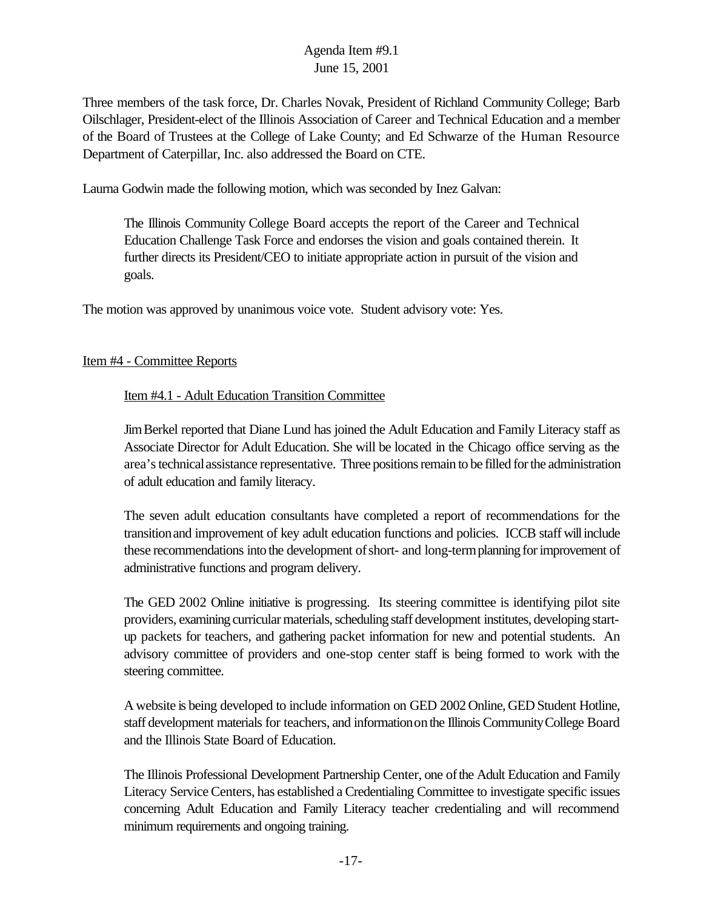Three members of the task force, Dr. Charles Novak, President of Richland Community College; Barb Oilschlager, President-elect of the Illinois Association of Career and Technical Education and a member of the Board of Trustees at the College of Lake County; and Ed Schwarze of the Human Resource Department of Caterpillar, Inc. also addressed the Board on CTE.

Laurna Godwin made the following motion, which was seconded by Inez Galvan:

> The Illinois Community College Board accepts the report of the Career and Technical Education Challenge Task Force and endorses the vision and goals contained therein. It further directs its President/CEO to initiate appropriate action in pursuit of the vision and goals.

The motion was approved by unanimous voice vote. Student advisory vote: Yes.

Item #4 - Committee Reports

Item #4.1 - Adult Education Transition Committee

Jim Berkel reported that Diane Lund has joined the Adult Education and Family Literacy staff as Associate Director for Adult Education. She will be located in the Chicago office serving as the area's technical assistance representative. Three positions remain to be filled for the administration of adult education and family literacy.

The seven adult education consultants have completed a report of recommendations for the transition and improvement of key adult education functions and policies. ICCB staff will include these recommendations into the development of short- and long-term planning for improvement of administrative functions and program delivery.

The GED 2002 Online initiative is progressing. Its steering committee is identifying pilot site providers, examining curricular materials, scheduling staff development institutes, developing start-up packets for teachers, and gathering packet information for new and potential students. An advisory committee of providers and one-stop center staff is being formed to work with the steering committee.

A website is being developed to include information on GED 2002 Online, GED Student Hotline, staff development materials for teachers, and information on the Illinois Community College Board and the Illinois State Board of Education.

The Illinois Professional Development Partnership Center, one of the Adult Education and Family Literacy Service Centers, has established a Credentialing Committee to investigate specific issues concerning Adult Education and Family Literacy teacher credentialing and will recommend minimum requirements and ongoing training.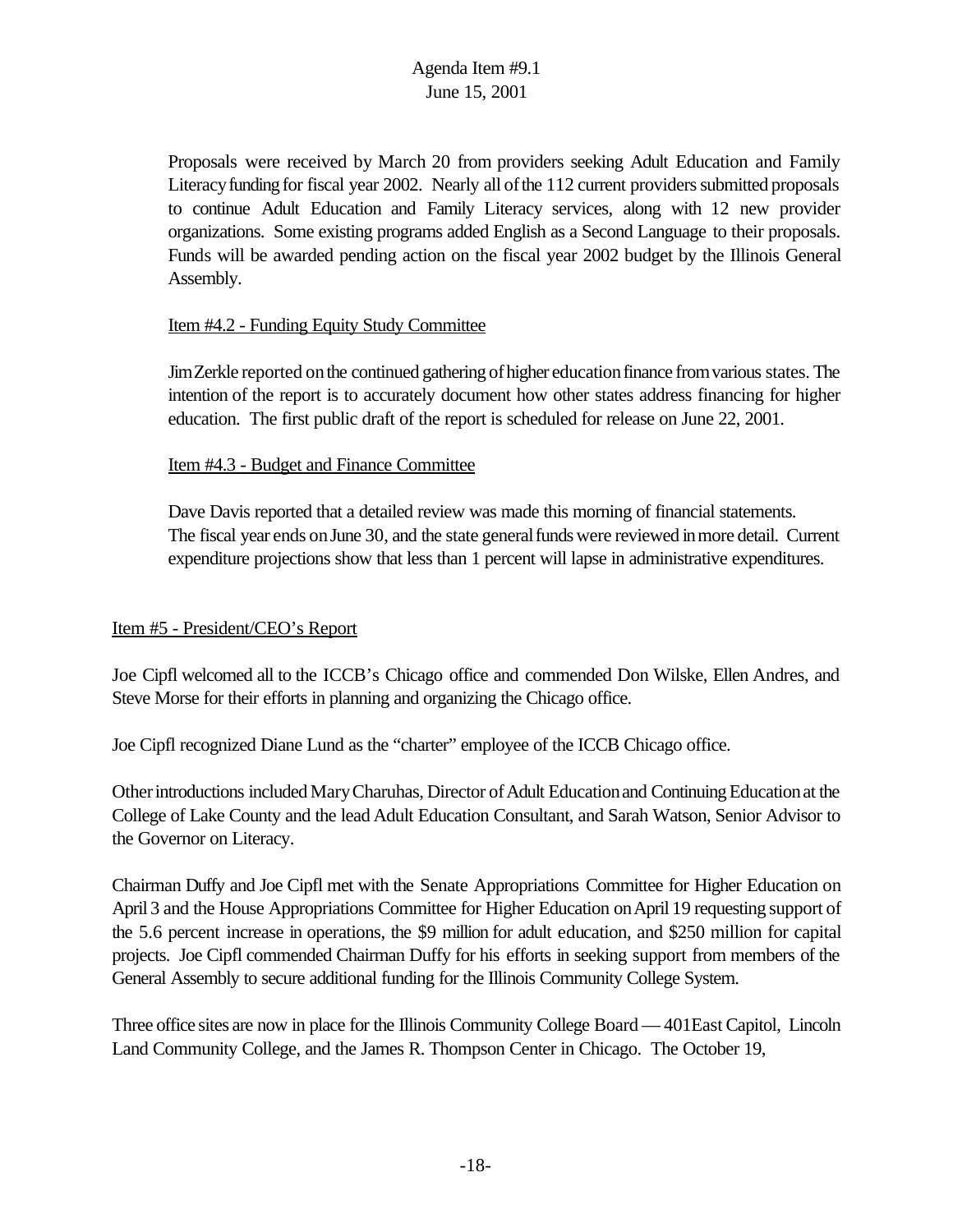Proposals were received by March 20 from providers seeking Adult Education and Family Literacy funding for fiscal year 2002. Nearly all of the 112 current providers submitted proposals to continue Adult Education and Family Literacy services, along with 12 new provider organizations. Some existing programs added English as a Second Language to their proposals. Funds will be awarded pending action on the fiscal year 2002 budget by the Illinois General Assembly.

Item #4.2 - Funding Equity Study Committee

Jim Zerkle reported on the continued gathering of higher education finance from various states. The intention of the report is to accurately document how other states address financing for higher education. The first public draft of the report is scheduled for release on June 22, 2001.

Item #4.3 - Budget and Finance Committee

Dave Davis reported that a detailed review was made this morning of financial statements. The fiscal year ends on June 30, and the state general funds were reviewed in more detail. Current expenditure projections show that less than 1 percent will lapse in administrative expenditures.

Item #5 - President/CEO's Report

Joe Cipfl welcomed all to the ICCB's Chicago office and commended Don Wilske, Ellen Andres, and Steve Morse for their efforts in planning and organizing the Chicago office.

Joe Cipfl recognized Diane Lund as the "charter" employee of the ICCB Chicago office.

Other introductions included Mary Charuhas, Director of Adult Education and Continuing Education at the College of Lake County and the lead Adult Education Consultant, and Sarah Watson, Senior Advisor to the Governor on Literacy.

Chairman Duffy and Joe Cipfl met with the Senate Appropriations Committee for Higher Education on April 3 and the House Appropriations Committee for Higher Education on April 19 requesting support of the 5.6 percent increase in operations, the $9 million for adult education, and $250 million for capital projects. Joe Cipfl commended Chairman Duffy for his efforts in seeking support from members of the General Assembly to secure additional funding for the Illinois Community College System.

Three office sites are now in place for the Illinois Community College Board — 401East Capitol, Lincoln Land Community College, and the James R. Thompson Center in Chicago. The October 19,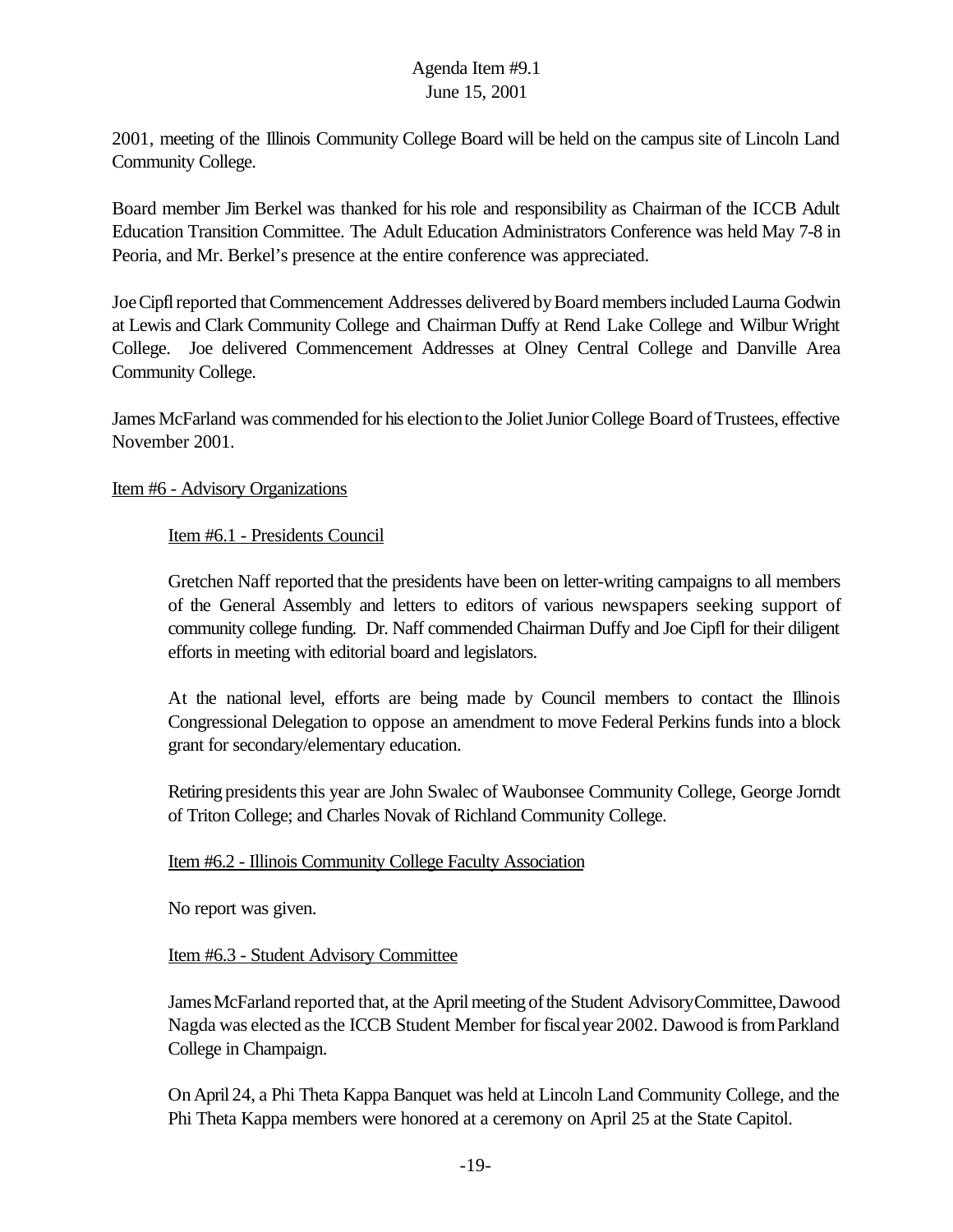2001, meeting of the Illinois Community College Board will be held on the campus site of Lincoln Land Community College.

Board member Jim Berkel was thanked for his role and responsibility as Chairman of the ICCB Adult Education Transition Committee. The Adult Education Administrators Conference was held May 7-8 in Peoria, and Mr. Berkel's presence at the entire conference was appreciated.

Joe Cipfl reported that Commencement Addresses delivered by Board members included Laurna Godwin at Lewis and Clark Community College and Chairman Duffy at Rend Lake College and Wilbur Wright College. Joe delivered Commencement Addresses at Olney Central College and Danville Area Community College.

James McFarland was commended for his election to the Joliet Junior College Board of Trustees, effective November 2001.

Item #6 - Advisory Organizations

Item #6.1 - Presidents Council

Gretchen Naff reported that the presidents have been on letter-writing campaigns to all members of the General Assembly and letters to editors of various newspapers seeking support of community college funding. Dr. Naff commended Chairman Duffy and Joe Cipfl for their diligent efforts in meeting with editorial board and legislators.

At the national level, efforts are being made by Council members to contact the Illinois Congressional Delegation to oppose an amendment to move Federal Perkins funds into a block grant for secondary/elementary education.

Retiring presidents this year are John Swalec of Waubonsee Community College, George Jorndt of Triton College; and Charles Novak of Richland Community College.

Item #6.2 - Illinois Community College Faculty Association

No report was given.

Item #6.3 - Student Advisory Committee

James McFarland reported that, at the April meeting of the Student Advisory Committee, Dawood Nagda was elected as the ICCB Student Member for fiscal year 2002. Dawood is from Parkland College in Champaign.

On April 24, a Phi Theta Kappa Banquet was held at Lincoln Land Community College, and the Phi Theta Kappa members were honored at a ceremony on April 25 at the State Capitol.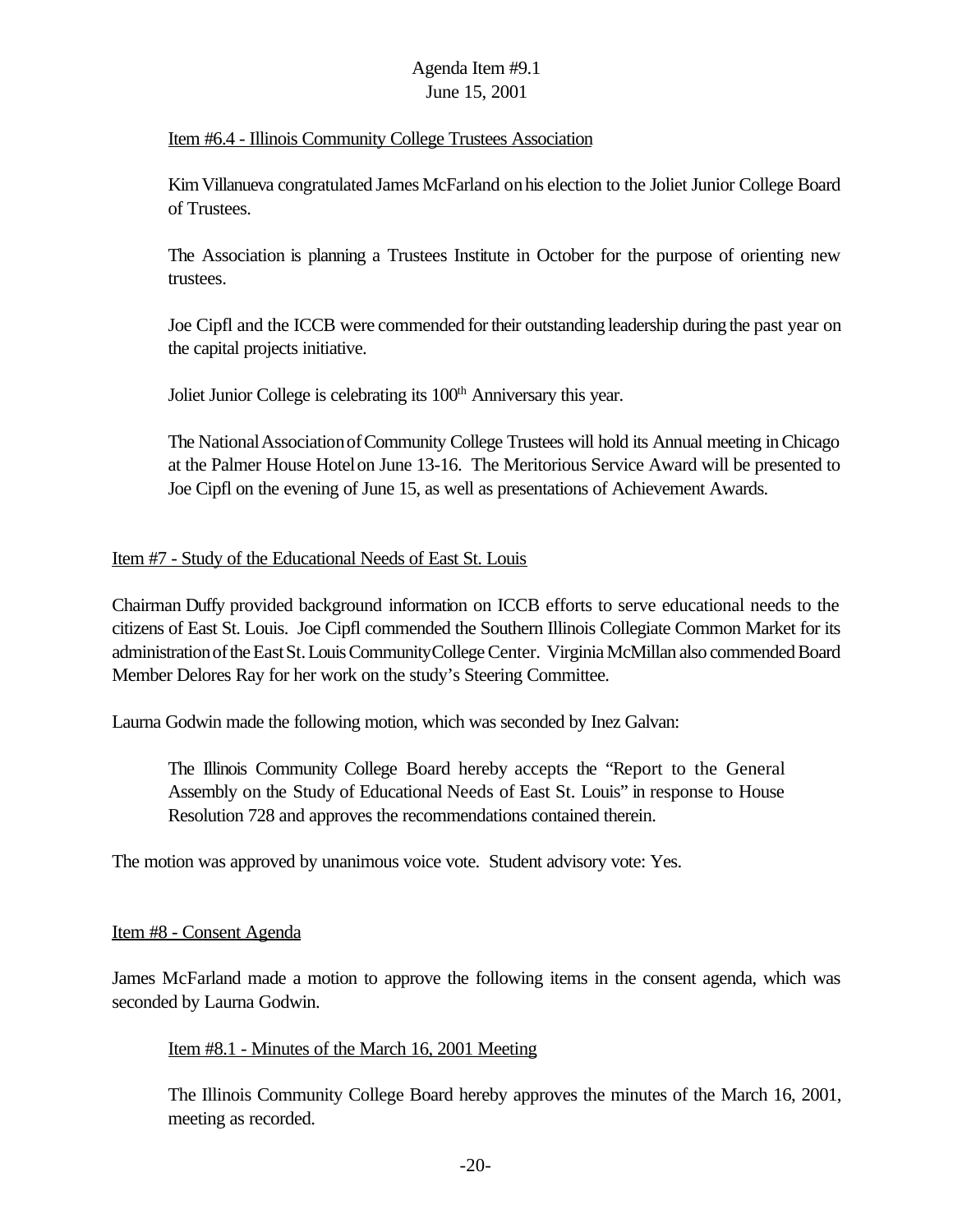Item #6.4 - Illinois Community College Trustees Association

Kim Villanueva congratulated James McFarland on his election to the Joliet Junior College Board of Trustees.

The Association is planning a Trustees Institute in October for the purpose of orienting new trustees.

Joe Cipfl and the ICCB were commended for their outstanding leadership during the past year on the capital projects initiative.

Joliet Junior College is celebrating its 100th Anniversary this year.

The National Association of Community College Trustees will hold its Annual meeting in Chicago at the Palmer House Hotel on June 13-16. The Meritorious Service Award will be presented to Joe Cipfl on the evening of June 15, as well as presentations of Achievement Awards.

Item #7 - Study of the Educational Needs of East St. Louis

Chairman Duffy provided background information on ICCB efforts to serve educational needs to the citizens of East St. Louis. Joe Cipfl commended the Southern Illinois Collegiate Common Market for its administration of the East St. Louis Community College Center. Virginia McMillan also commended Board Member Delores Ray for her work on the study's Steering Committee.

Laurna Godwin made the following motion, which was seconded by Inez Galvan:

> The Illinois Community College Board hereby accepts the "Report to the General Assembly on the Study of Educational Needs of East St. Louis" in response to House Resolution 728 and approves the recommendations contained therein.

The motion was approved by unanimous voice vote. Student advisory vote: Yes.

Item #8 - Consent Agenda

James McFarland made a motion to approve the following items in the consent agenda, which was seconded by Laurna Godwin.

Item #8.1 - Minutes of the March 16, 2001 Meeting

> The Illinois Community College Board hereby approves the minutes of the March 16, 2001, meeting as recorded.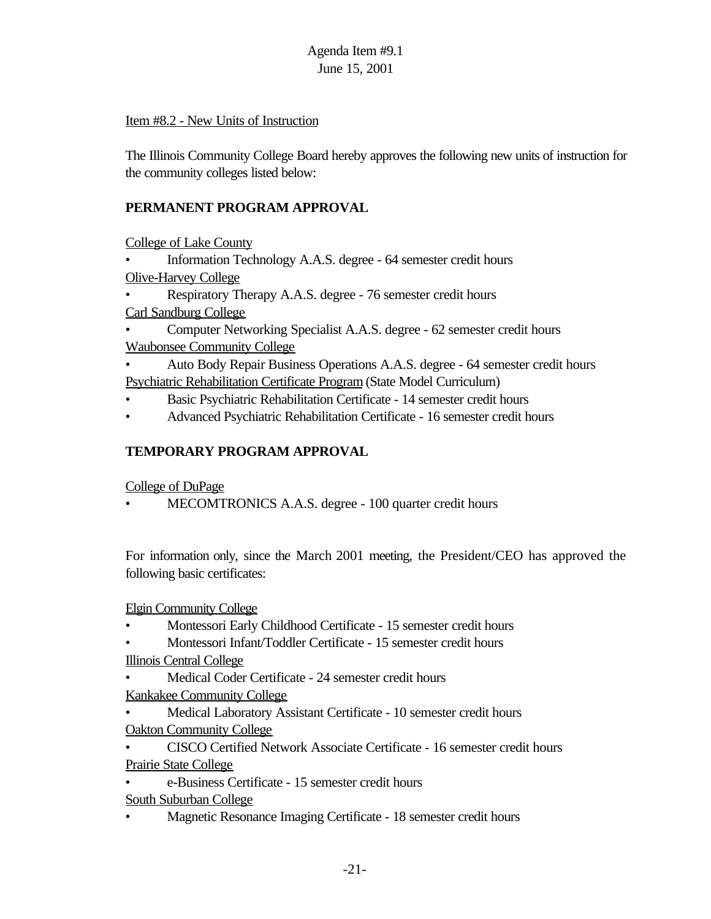Agenda Item #9.1
June 15, 2001

Item #8.2 - New Units of Instruction

The Illinois Community College Board hereby approves the following new units of instruction for the community colleges listed below:

**PERMANENT PROGRAM APPROVAL**

College of Lake County
- Information Technology A.A.S. degree - 64 semester credit hours

Olive-Harvey College
- Respiratory Therapy A.A.S. degree - 76 semester credit hours

Carl Sandburg College
- Computer Networking Specialist A.A.S. degree - 62 semester credit hours

Waubonsee Community College
- Auto Body Repair Business Operations A.A.S. degree - 64 semester credit hours

Psychiatric Rehabilitation Certificate Program (State Model Curriculum)
- Basic Psychiatric Rehabilitation Certificate - 14 semester credit hours
- Advanced Psychiatric Rehabilitation Certificate - 16 semester credit hours

**TEMPORARY PROGRAM APPROVAL**

College of DuPage
- MECOMTRONICS A.A.S. degree - 100 quarter credit hours

For information only, since the March 2001 meeting, the President/CEO has approved the following basic certificates:

Elgin Community College
- Montessori Early Childhood Certificate - 15 semester credit hours
- Montessori Infant/Toddler Certificate - 15 semester credit hours

Illinois Central College
- Medical Coder Certificate - 24 semester credit hours

Kankakee Community College
- Medical Laboratory Assistant Certificate - 10 semester credit hours

Oakton Community College
- CISCO Certified Network Associate Certificate - 16 semester credit hours

Prairie State College
- e-Business Certificate - 15 semester credit hours

South Suburban College
- Magnetic Resonance Imaging Certificate - 18 semester credit hours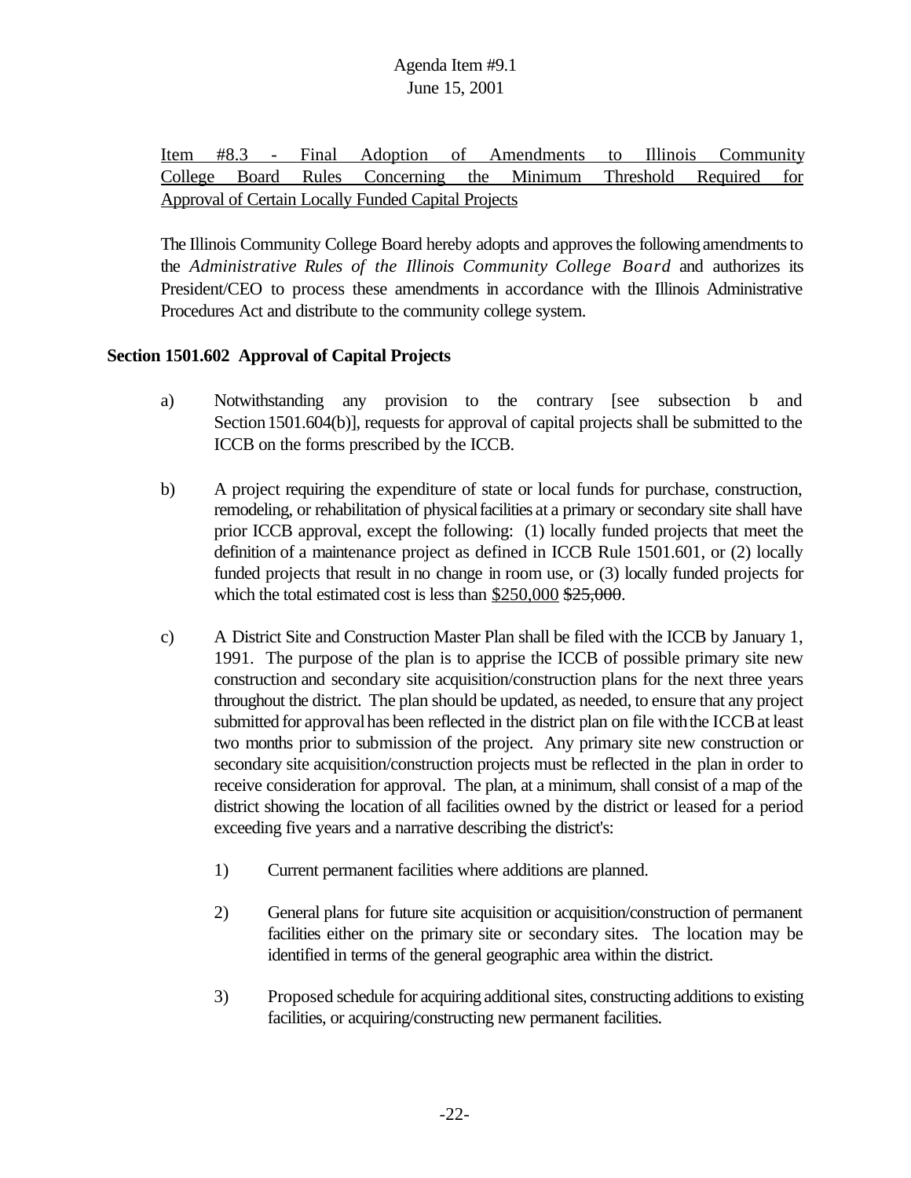## Item #8.3 - Final Adoption of Amendments to Illinois Community College Board Rules Concerning the Minimum Threshold Required for Approval of Certain Locally Funded Capital Projects

The Illinois Community College Board hereby adopts and approves the following amendments to the *Administrative Rules of the Illinois Community College Board* and authorizes its President/CEO to process these amendments in accordance with the Illinois Administrative Procedures Act and distribute to the community college system.

**Section 1501.602 Approval of Capital Projects**

a) Notwithstanding any provision to the contrary [see subsection b and Section 1501.604(b)], requests for approval of capital projects shall be submitted to the ICCB on the forms prescribed by the ICCB.

b) A project requiring the expenditure of state or local funds for purchase, construction, remodeling, or rehabilitation of physical facilities at a primary or secondary site shall have prior ICCB approval, except the following: (1) locally funded projects that meet the definition of a maintenance project as defined in ICCB Rule 1501.601, or (2) locally funded projects that result in no change in room use, or (3) locally funded projects for which the total estimated cost is less than <u>$250,000</u> ~~$25,000~~.

c) A District Site and Construction Master Plan shall be filed with the ICCB by January 1, 1991. The purpose of the plan is to apprise the ICCB of possible primary site new construction and secondary site acquisition/construction plans for the next three years throughout the district. The plan should be updated, as needed, to ensure that any project submitted for approval has been reflected in the district plan on file with the ICCB at least two months prior to submission of the project. Any primary site new construction or secondary site acquisition/construction projects must be reflected in the plan in order to receive consideration for approval. The plan, at a minimum, shall consist of a map of the district showing the location of all facilities owned by the district or leased for a period exceeding five years and a narrative describing the district's:

   1) Current permanent facilities where additions are planned.

   2) General plans for future site acquisition or acquisition/construction of permanent facilities either on the primary site or secondary sites. The location may be identified in terms of the general geographic area within the district.

   3) Proposed schedule for acquiring additional sites, constructing additions to existing facilities, or acquiring/constructing new permanent facilities.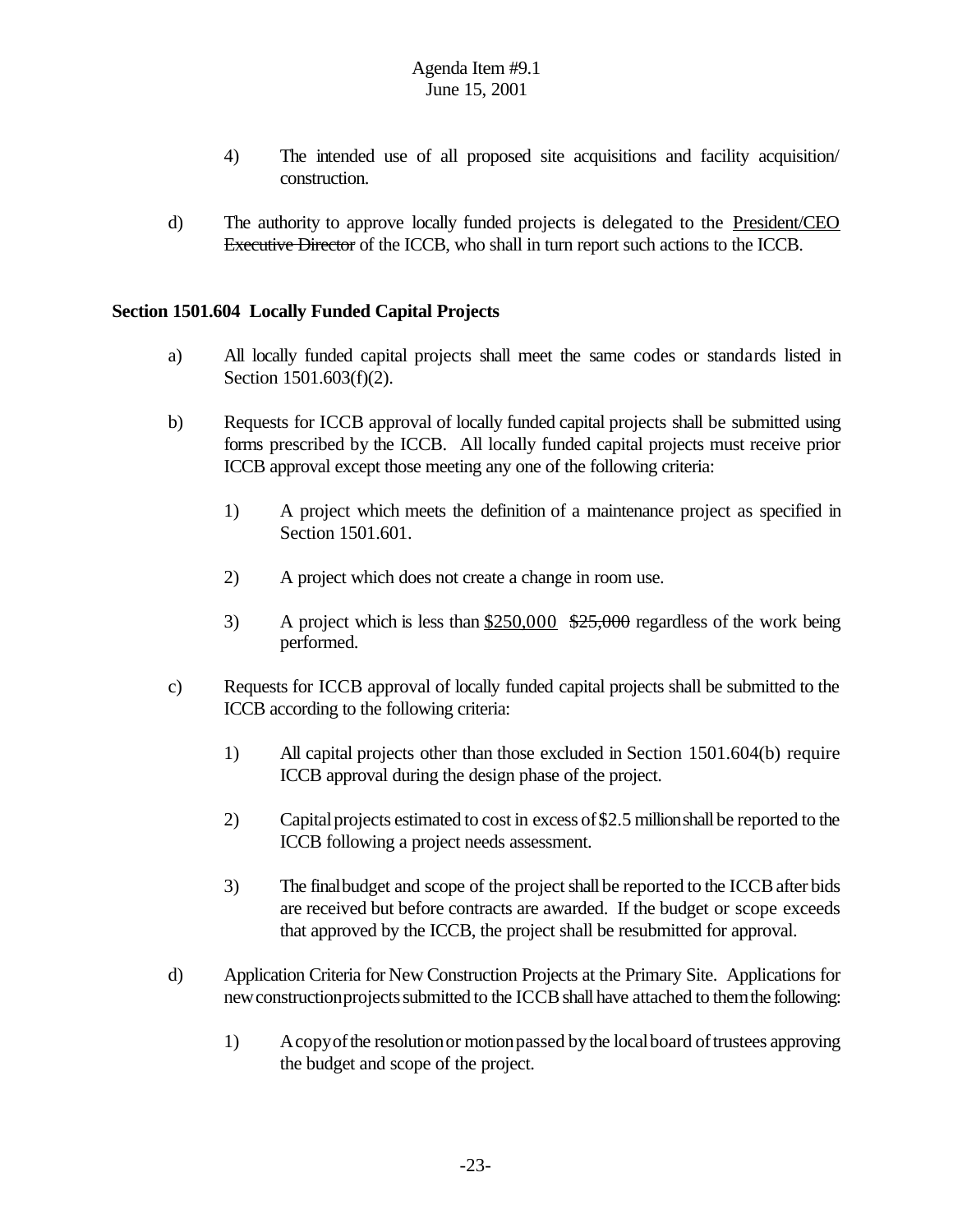4) The intended use of all proposed site acquisitions and facility acquisition/ construction.

d) The authority to approve locally funded projects is delegated to the <u>President/CEO</u> ~~Executive Director~~ of the ICCB, who shall in turn report such actions to the ICCB.

**Section 1501.604 Locally Funded Capital Projects**

a) All locally funded capital projects shall meet the same codes or standards listed in Section 1501.603(f)(2).

b) Requests for ICCB approval of locally funded capital projects shall be submitted using forms prescribed by the ICCB. All locally funded capital projects must receive prior ICCB approval except those meeting any one of the following criteria:

1) A project which meets the definition of a maintenance project as specified in Section 1501.601.

2) A project which does not create a change in room use.

3) A project which is less than <u>$250,000</u> ~~$25,000~~ regardless of the work being performed.

c) Requests for ICCB approval of locally funded capital projects shall be submitted to the ICCB according to the following criteria:

1) All capital projects other than those excluded in Section 1501.604(b) require ICCB approval during the design phase of the project.

2) Capital projects estimated to cost in excess of $2.5 million shall be reported to the ICCB following a project needs assessment.

3) The final budget and scope of the project shall be reported to the ICCB after bids are received but before contracts are awarded. If the budget or scope exceeds that approved by the ICCB, the project shall be resubmitted for approval.

d) Application Criteria for New Construction Projects at the Primary Site. Applications for new construction projects submitted to the ICCB shall have attached to them the following:

1) A copy of the resolution or motion passed by the local board of trustees approving the budget and scope of the project.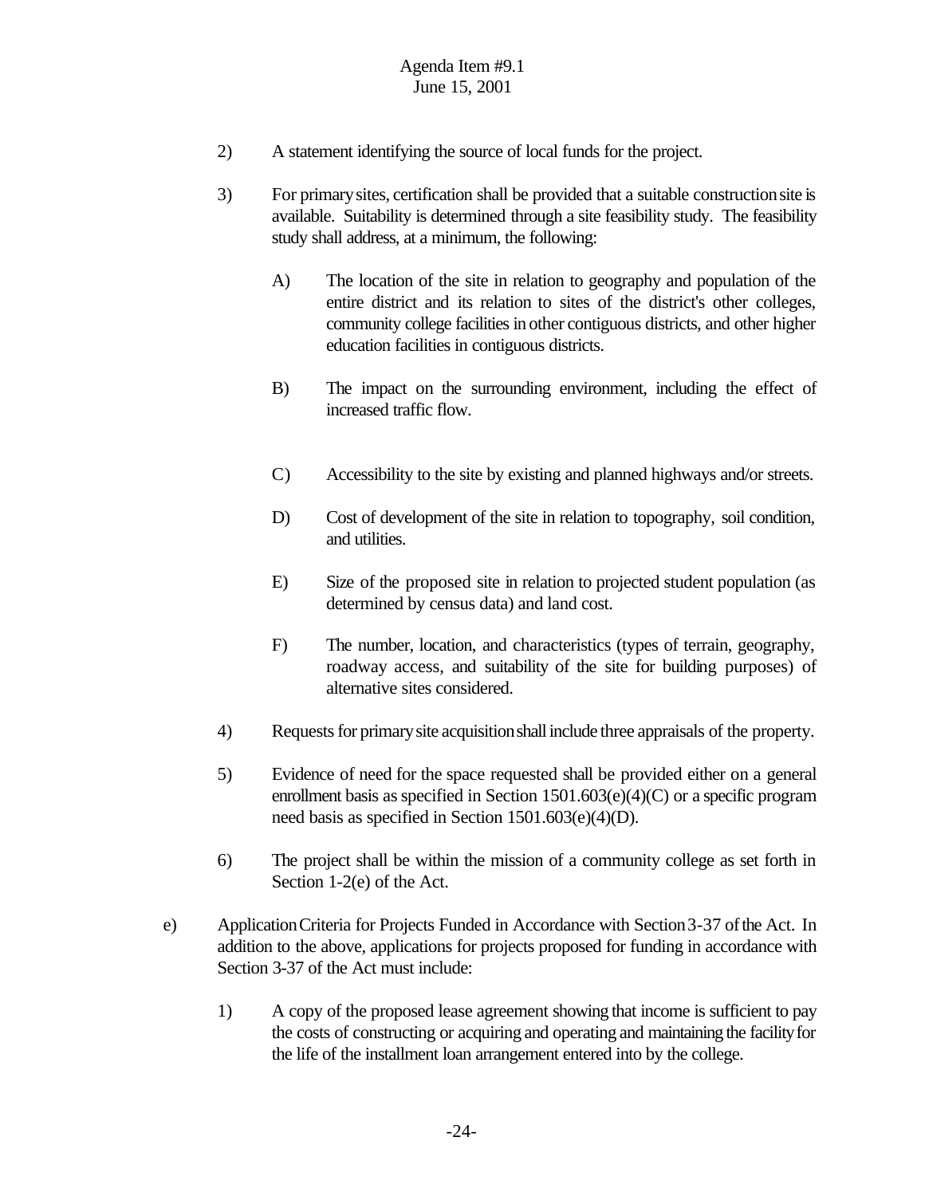2) A statement identifying the source of local funds for the project.

3) For primary sites, certification shall be provided that a suitable construction site is available. Suitability is determined through a site feasibility study. The feasibility study shall address, at a minimum, the following:

   A) The location of the site in relation to geography and population of the entire district and its relation to sites of the district's other colleges, community college facilities in other contiguous districts, and other higher education facilities in contiguous districts.

   B) The impact on the surrounding environment, including the effect of increased traffic flow.

   C) Accessibility to the site by existing and planned highways and/or streets.

   D) Cost of development of the site in relation to topography, soil condition, and utilities.

   E) Size of the proposed site in relation to projected student population (as determined by census data) and land cost.

   F) The number, location, and characteristics (types of terrain, geography, roadway access, and suitability of the site for building purposes) of alternative sites considered.

4) Requests for primary site acquisition shall include three appraisals of the property.

5) Evidence of need for the space requested shall be provided either on a general enrollment basis as specified in Section 1501.603(e)(4)(C) or a specific program need basis as specified in Section 1501.603(e)(4)(D).

6) The project shall be within the mission of a community college as set forth in Section 1-2(e) of the Act.

e) Application Criteria for Projects Funded in Accordance with Section 3-37 of the Act. In addition to the above, applications for projects proposed for funding in accordance with Section 3-37 of the Act must include:

   1) A copy of the proposed lease agreement showing that income is sufficient to pay the costs of constructing or acquiring and operating and maintaining the facility for the life of the installment loan arrangement entered into by the college.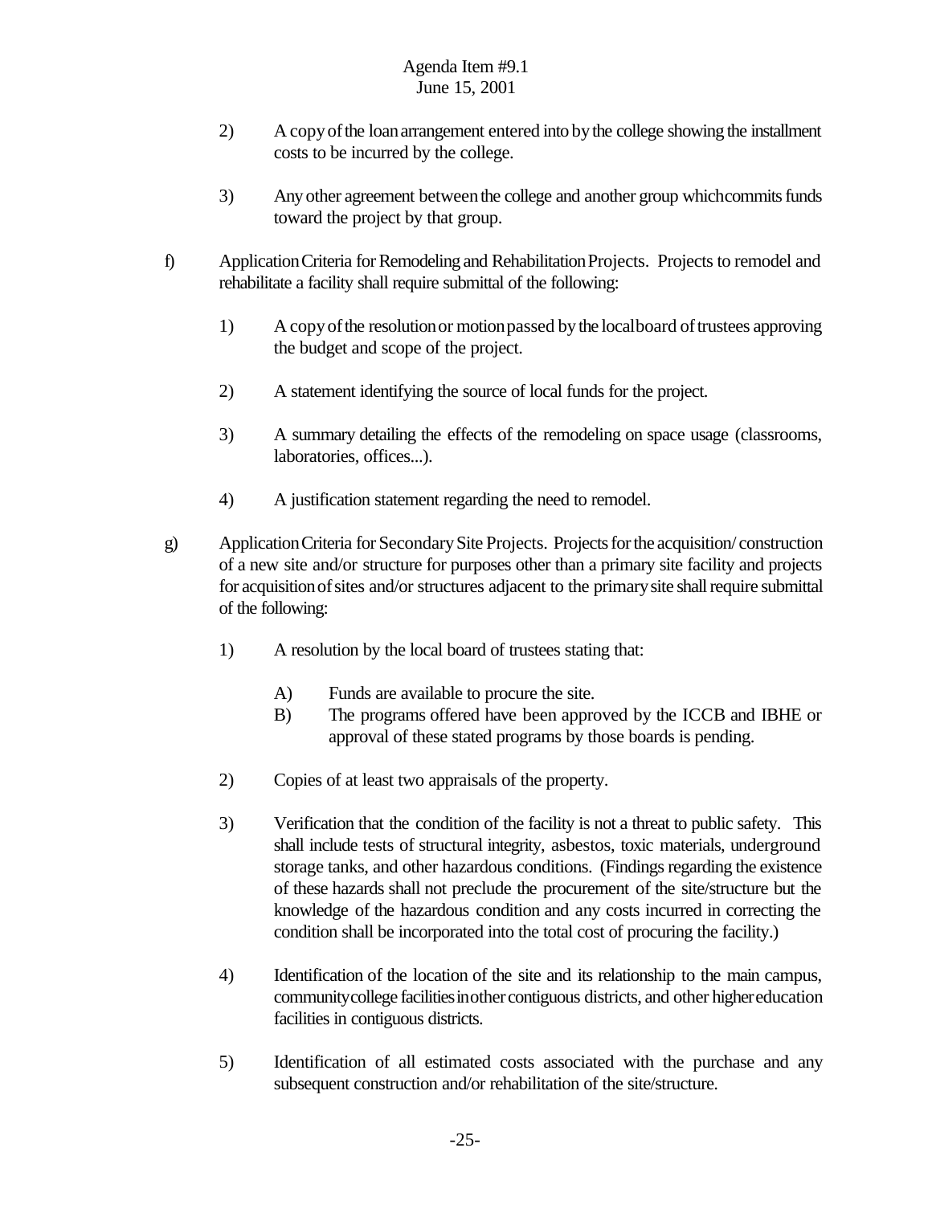2) A copy of the loan arrangement entered into by the college showing the installment costs to be incurred by the college.

3) Any other agreement between the college and another group which commits funds toward the project by that group.

f) Application Criteria for Remodeling and Rehabilitation Projects. Projects to remodel and rehabilitate a facility shall require submittal of the following:

1) A copy of the resolution or motion passed by the local board of trustees approving the budget and scope of the project.

2) A statement identifying the source of local funds for the project.

3) A summary detailing the effects of the remodeling on space usage (classrooms, laboratories, offices...).

4) A justification statement regarding the need to remodel.

g) Application Criteria for Secondary Site Projects. Projects for the acquisition/ construction of a new site and/or structure for purposes other than a primary site facility and projects for acquisition of sites and/or structures adjacent to the primary site shall require submittal of the following:

1) A resolution by the local board of trustees stating that:

   A) Funds are available to procure the site.

   B) The programs offered have been approved by the ICCB and IBHE or approval of these stated programs by those boards is pending.

2) Copies of at least two appraisals of the property.

3) Verification that the condition of the facility is not a threat to public safety. This shall include tests of structural integrity, asbestos, toxic materials, underground storage tanks, and other hazardous conditions. (Findings regarding the existence of these hazards shall not preclude the procurement of the site/structure but the knowledge of the hazardous condition and any costs incurred in correcting the condition shall be incorporated into the total cost of procuring the facility.)

4) Identification of the location of the site and its relationship to the main campus, community college facilities in other contiguous districts, and other higher education facilities in contiguous districts.

5) Identification of all estimated costs associated with the purchase and any subsequent construction and/or rehabilitation of the site/structure.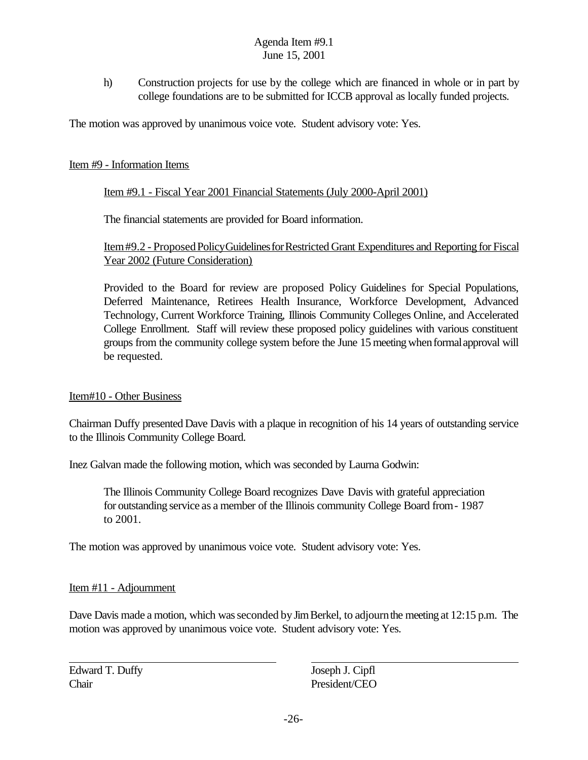h) Construction projects for use by the college which are financed in whole or in part by college foundations are to be submitted for ICCB approval as locally funded projects.

The motion was approved by unanimous voice vote. Student advisory vote: Yes.

Item #9 - Information Items

Item #9.1 - Fiscal Year 2001 Financial Statements (July 2000-April 2001)

The financial statements are provided for Board information.

Item #9.2 - Proposed Policy Guidelines for Restricted Grant Expenditures and Reporting for Fiscal Year 2002 (Future Consideration)

Provided to the Board for review are proposed Policy Guidelines for Special Populations, Deferred Maintenance, Retirees Health Insurance, Workforce Development, Advanced Technology, Current Workforce Training, Illinois Community Colleges Online, and Accelerated College Enrollment. Staff will review these proposed policy guidelines with various constituent groups from the community college system before the June 15 meeting when formal approval will be requested.

Item#10 - Other Business

Chairman Duffy presented Dave Davis with a plaque in recognition of his 14 years of outstanding service to the Illinois Community College Board.

Inez Galvan made the following motion, which was seconded by Laurna Godwin:

> The Illinois Community College Board recognizes Dave Davis with grateful appreciation for outstanding service as a member of the Illinois community College Board from - 1987 to 2001.

The motion was approved by unanimous voice vote. Student advisory vote: Yes.

Item #11 - Adjournment

Dave Davis made a motion, which was seconded by Jim Berkel, to adjourn the meeting at 12:15 p.m. The motion was approved by unanimous voice vote. Student advisory vote: Yes.

| Edward T. Duffy | Joseph J. Cipfl |
|---|---|
| Chair | President/CEO |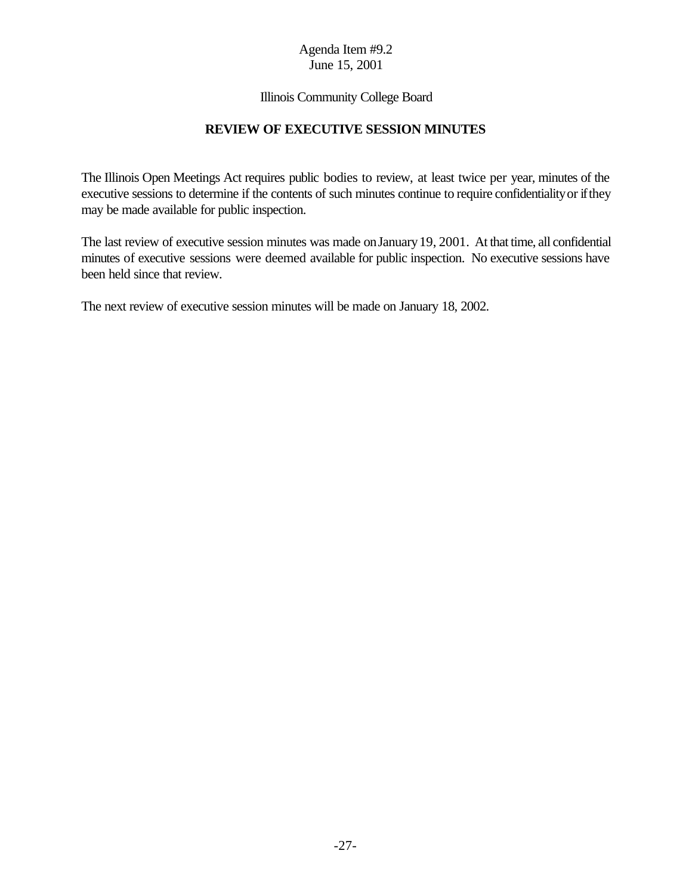Agenda Item #9.2
June 15, 2001

Illinois Community College Board

## REVIEW OF EXECUTIVE SESSION MINUTES

The Illinois Open Meetings Act requires public bodies to review, at least twice per year, minutes of the executive sessions to determine if the contents of such minutes continue to require confidentiality or if they may be made available for public inspection.

The last review of executive session minutes was made on January 19, 2001. At that time, all confidential minutes of executive sessions were deemed available for public inspection. No executive sessions have been held since that review.

The next review of executive session minutes will be made on January 18, 2002.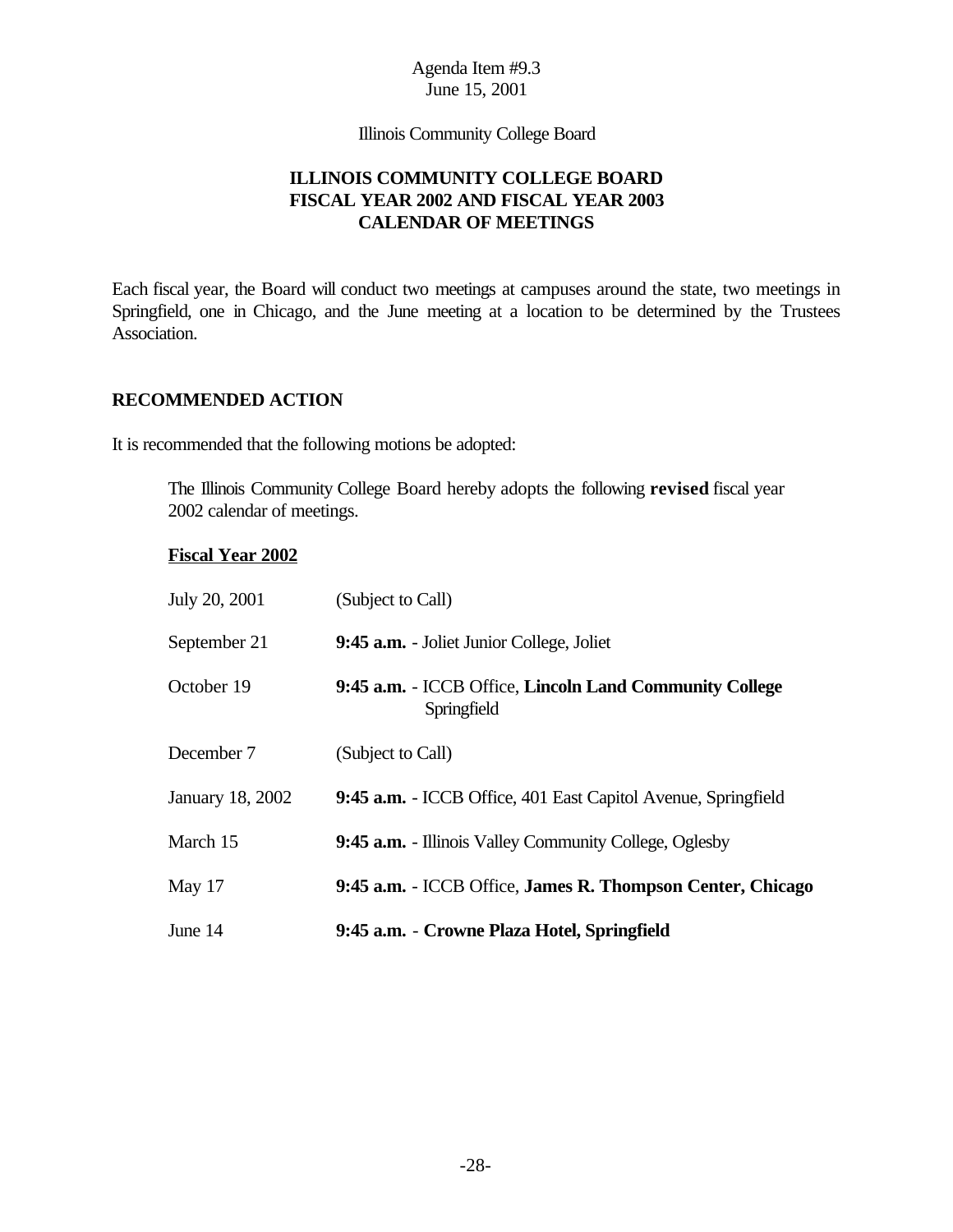Agenda Item #9.3
June 15, 2001

Illinois Community College Board

# ILLINOIS COMMUNITY COLLEGE BOARD
# FISCAL YEAR 2002 AND FISCAL YEAR 2003
# CALENDAR OF MEETINGS

Each fiscal year, the Board will conduct two meetings at campuses around the state, two meetings in Springfield, one in Chicago, and the June meeting at a location to be determined by the Trustees Association.

## RECOMMENDED ACTION

It is recommended that the following motions be adopted:

The Illinois Community College Board hereby adopts the following **revised** fiscal year 2002 calendar of meetings.

**Fiscal Year 2002**

| | |
|---|---|
| July 20, 2001 | (Subject to Call) |
| September 21 | **9:45 a.m.** - Joliet Junior College, Joliet |
| October 19 | **9:45 a.m.** - ICCB Office, **Lincoln Land Community College** Springfield |
| December 7 | (Subject to Call) |
| January 18, 2002 | **9:45 a.m.** - ICCB Office, 401 East Capitol Avenue, Springfield |
| March 15 | **9:45 a.m.** - Illinois Valley Community College, Oglesby |
| May 17 | **9:45 a.m.** - ICCB Office, **James R. Thompson Center, Chicago** |
| June 14 | **9:45 a.m.** - **Crowne Plaza Hotel, Springfield** |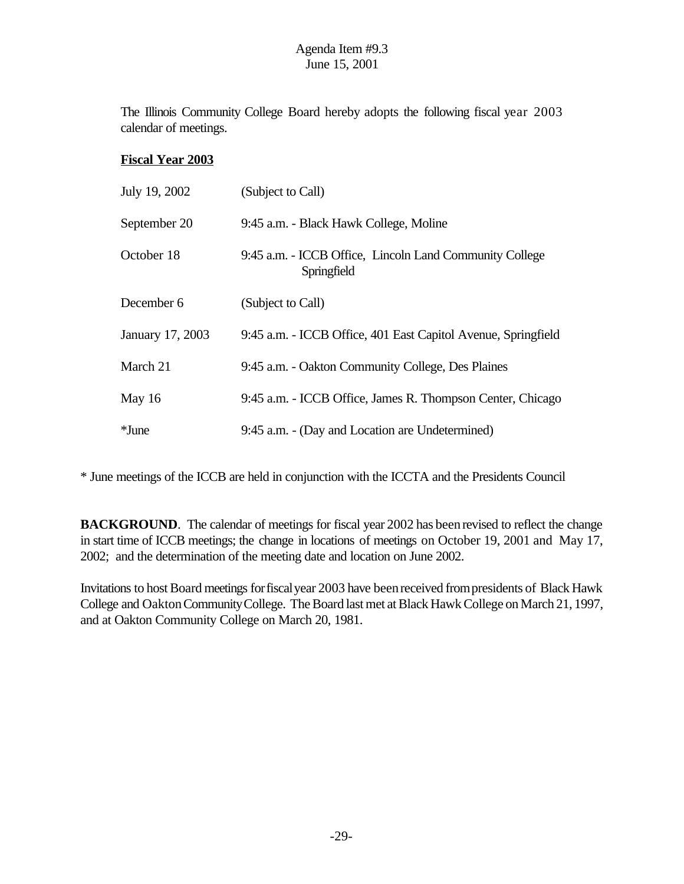Agenda Item #9.3
June 15, 2001

The Illinois Community College Board hereby adopts the following fiscal year 2003 calendar of meetings.

**Fiscal Year 2003**

| | |
|---|---|
| July 19, 2002 | (Subject to Call) |
| September 20 | 9:45 a.m. - Black Hawk College, Moline |
| October 18 | 9:45 a.m. - ICCB Office, Lincoln Land Community College Springfield |
| December 6 | (Subject to Call) |
| January 17, 2003 | 9:45 a.m. - ICCB Office, 401 East Capitol Avenue, Springfield |
| March 21 | 9:45 a.m. - Oakton Community College, Des Plaines |
| May 16 | 9:45 a.m. - ICCB Office, James R. Thompson Center, Chicago |
| *June | 9:45 a.m. - (Day and Location are Undetermined) |

* June meetings of the ICCB are held in conjunction with the ICCTA and the Presidents Council

**BACKGROUND**. The calendar of meetings for fiscal year 2002 has been revised to reflect the change in start time of ICCB meetings; the change in locations of meetings on October 19, 2001 and May 17, 2002; and the determination of the meeting date and location on June 2002.

Invitations to host Board meetings for fiscal year 2003 have been received from presidents of Black Hawk College and Oakton Community College. The Board last met at Black Hawk College on March 21, 1997, and at Oakton Community College on March 20, 1981.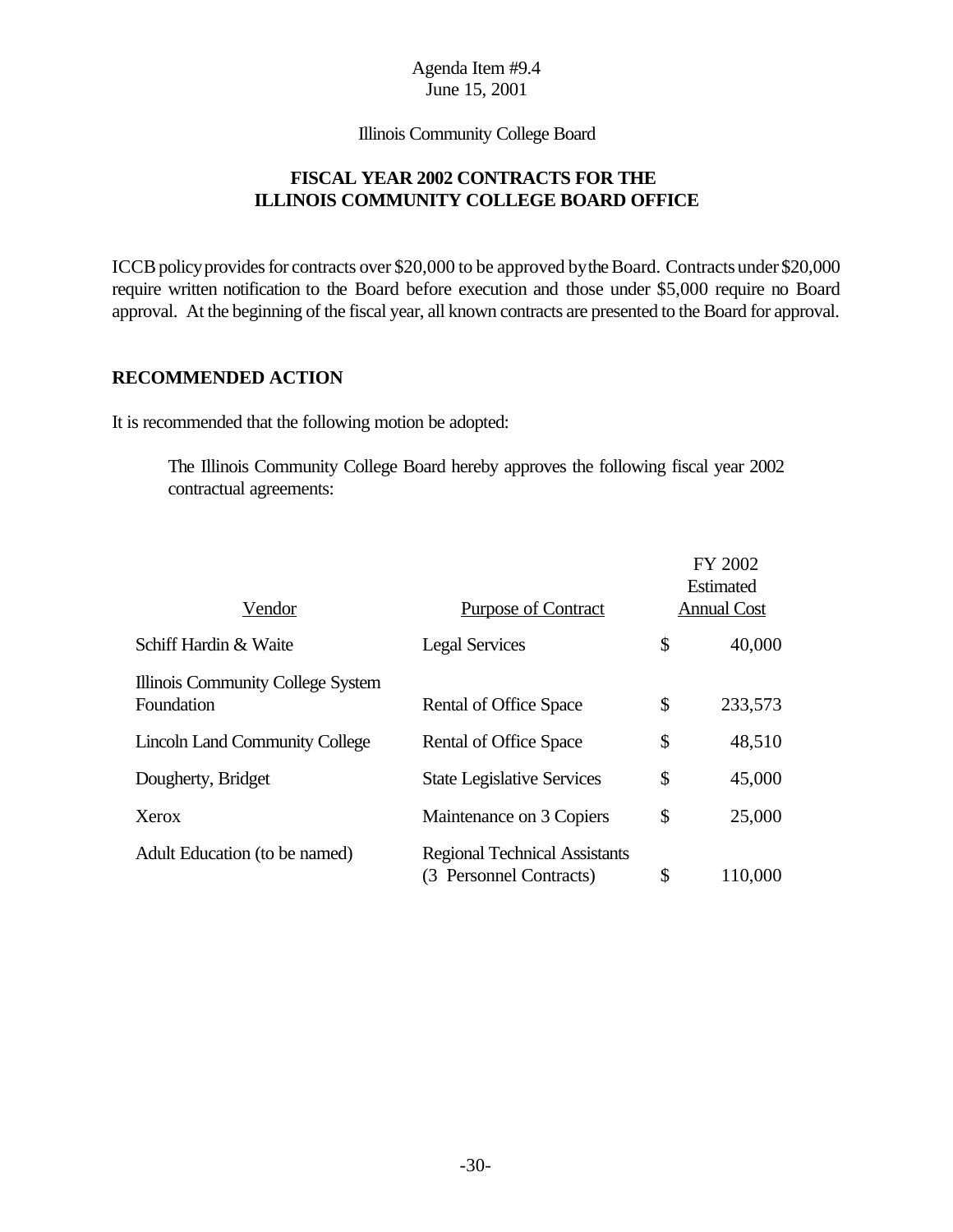Agenda Item #9.4
June 15, 2001

Illinois Community College Board

**FISCAL YEAR 2002 CONTRACTS FOR THE ILLINOIS COMMUNITY COLLEGE BOARD OFFICE**

ICCB policy provides for contracts over $20,000 to be approved by the Board. Contracts under $20,000 require written notification to the Board before execution and those under $5,000 require no Board approval. At the beginning of the fiscal year, all known contracts are presented to the Board for approval.

**RECOMMENDED ACTION**

It is recommended that the following motion be adopted:

> The Illinois Community College Board hereby approves the following fiscal year 2002 contractual agreements:

| Vendor | Purpose of Contract | FY 2002 Estimated Annual Cost |
|---|---|---|
| Schiff Hardin & Waite | Legal Services | $ 40,000 |
| Illinois Community College System Foundation | Rental of Office Space | $ 233,573 |
| Lincoln Land Community College | Rental of Office Space | $ 48,510 |
| Dougherty, Bridget | State Legislative Services | $ 45,000 |
| Xerox | Maintenance on 3 Copiers | $ 25,000 |
| Adult Education (to be named) | Regional Technical Assistants (3 Personnel Contracts) | $ 110,000 |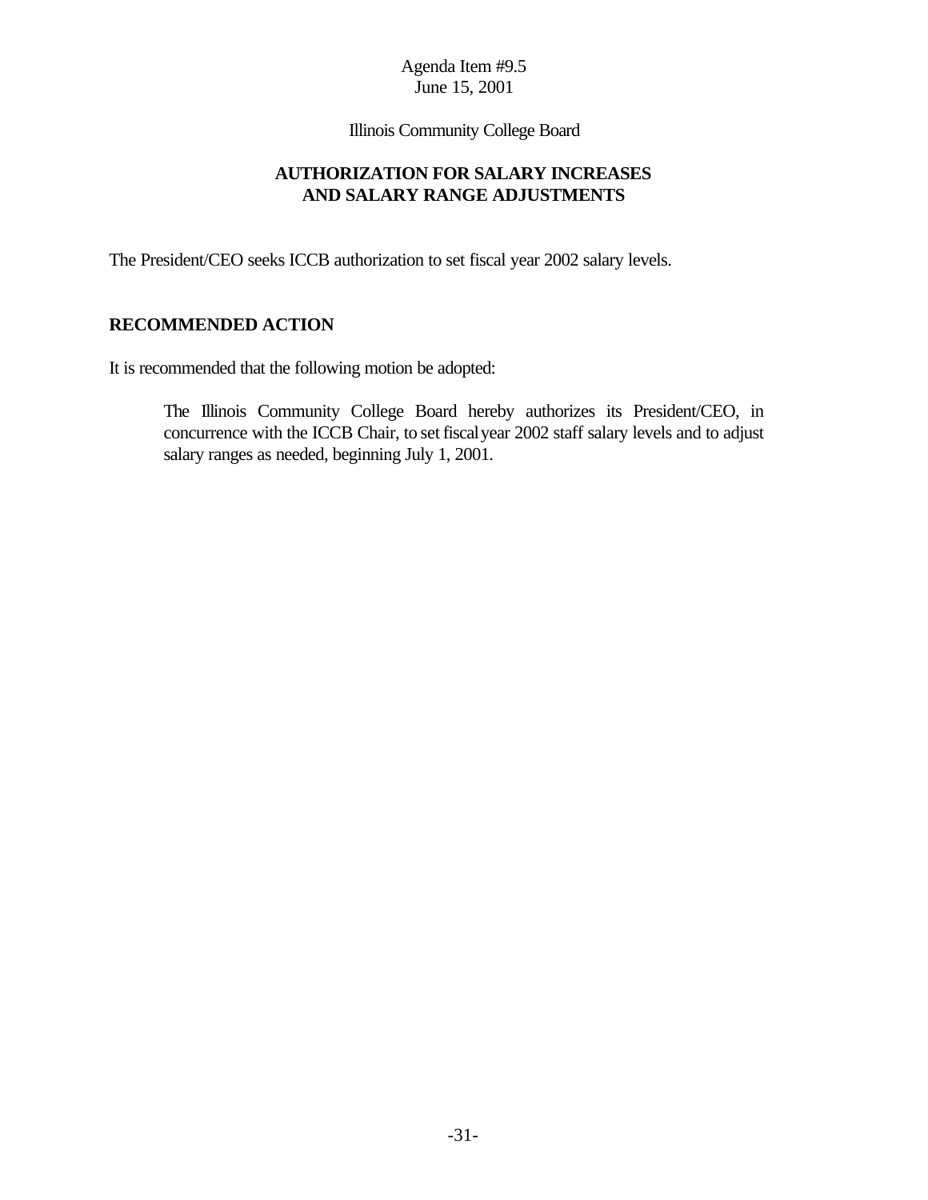Agenda Item #9.5
June 15, 2001

Illinois Community College Board

**AUTHORIZATION FOR SALARY INCREASES AND SALARY RANGE ADJUSTMENTS**

The President/CEO seeks ICCB authorization to set fiscal year 2002 salary levels.

## RECOMMENDED ACTION

It is recommended that the following motion be adopted:

> The Illinois Community College Board hereby authorizes its President/CEO, in concurrence with the ICCB Chair, to set fiscal year 2002 staff salary levels and to adjust salary ranges as needed, beginning July 1, 2001.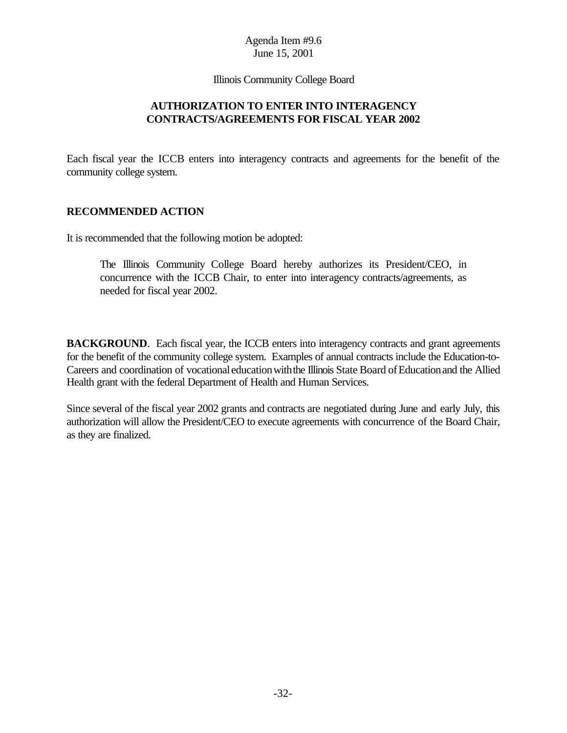Agenda Item #9.6
June 15, 2001

Illinois Community College Board

## AUTHORIZATION TO ENTER INTO INTERAGENCY CONTRACTS/AGREEMENTS FOR FISCAL YEAR 2002

Each fiscal year the ICCB enters into interagency contracts and agreements for the benefit of the community college system.

### RECOMMENDED ACTION

It is recommended that the following motion be adopted:

> The Illinois Community College Board hereby authorizes its President/CEO, in concurrence with the ICCB Chair, to enter into interagency contracts/agreements, as needed for fiscal year 2002.

**BACKGROUND**. Each fiscal year, the ICCB enters into interagency contracts and grant agreements for the benefit of the community college system. Examples of annual contracts include the Education-to-Careers and coordination of vocational education with the Illinois State Board of Education and the Allied Health grant with the federal Department of Health and Human Services.

Since several of the fiscal year 2002 grants and contracts are negotiated during June and early July, this authorization will allow the President/CEO to execute agreements with concurrence of the Board Chair, as they are finalized.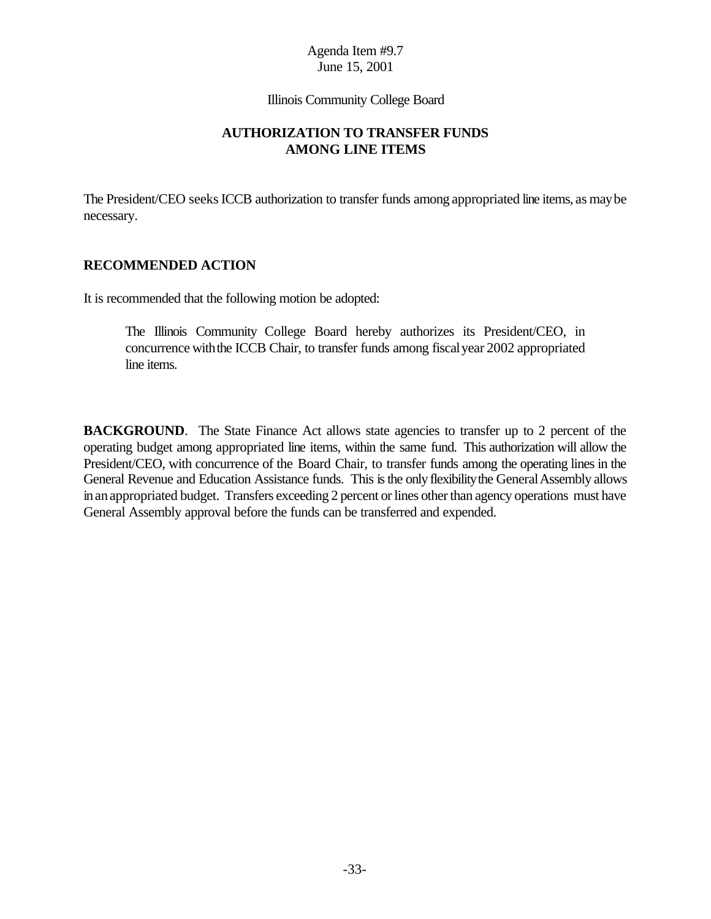Agenda Item #9.7
June 15, 2001

Illinois Community College Board

## AUTHORIZATION TO TRANSFER FUNDS AMONG LINE ITEMS

The President/CEO seeks ICCB authorization to transfer funds among appropriated line items, as may be necessary.

### RECOMMENDED ACTION

It is recommended that the following motion be adopted:

> The Illinois Community College Board hereby authorizes its President/CEO, in concurrence with the ICCB Chair, to transfer funds among fiscal year 2002 appropriated line items.

**BACKGROUND**. The State Finance Act allows state agencies to transfer up to 2 percent of the operating budget among appropriated line items, within the same fund. This authorization will allow the President/CEO, with concurrence of the Board Chair, to transfer funds among the operating lines in the General Revenue and Education Assistance funds. This is the only flexibility the General Assembly allows in an appropriated budget. Transfers exceeding 2 percent or lines other than agency operations must have General Assembly approval before the funds can be transferred and expended.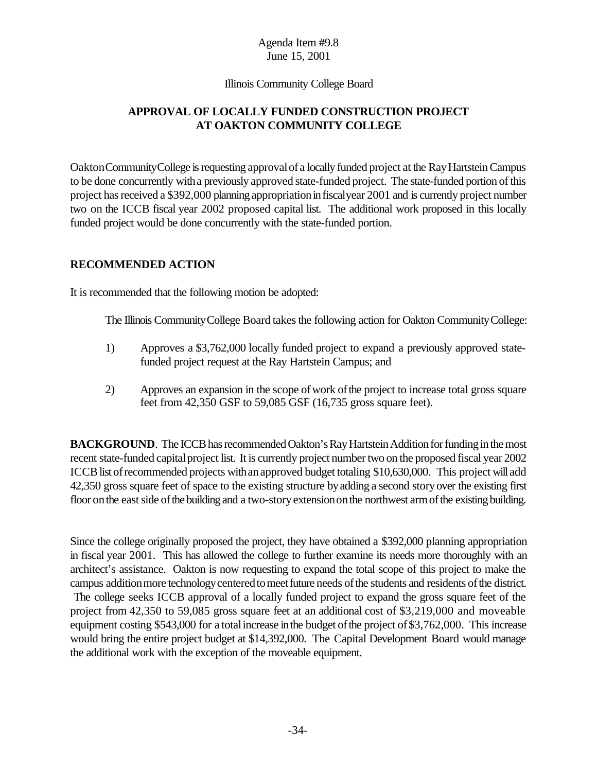Agenda Item #9.8
June 15, 2001

Illinois Community College Board

## APPROVAL OF LOCALLY FUNDED CONSTRUCTION PROJECT AT OAKTON COMMUNITY COLLEGE

Oakton Community College is requesting approval of a locally funded project at the Ray Hartstein Campus to be done concurrently with a previously approved state-funded project. The state-funded portion of this project has received a $392,000 planning appropriation in fiscal year 2001 and is currently project number two on the ICCB fiscal year 2002 proposed capital list. The additional work proposed in this locally funded project would be done concurrently with the state-funded portion.

### RECOMMENDED ACTION

It is recommended that the following motion be adopted:

The Illinois Community College Board takes the following action for Oakton Community College:

1) Approves a $3,762,000 locally funded project to expand a previously approved state-funded project request at the Ray Hartstein Campus; and

2) Approves an expansion in the scope of work of the project to increase total gross square feet from 42,350 GSF to 59,085 GSF (16,735 gross square feet).

**BACKGROUND**. The ICCB has recommended Oakton's Ray Hartstein Addition for funding in the most recent state-funded capital project list. It is currently project number two on the proposed fiscal year 2002 ICCB list of recommended projects with an approved budget totaling $10,630,000. This project will add 42,350 gross square feet of space to the existing structure by adding a second story over the existing first floor on the east side of the building and a two-story extension on the northwest arm of the existing building.

Since the college originally proposed the project, they have obtained a $392,000 planning appropriation in fiscal year 2001. This has allowed the college to further examine its needs more thoroughly with an architect's assistance. Oakton is now requesting to expand the total scope of this project to make the campus addition more technology centered to meet future needs of the students and residents of the district. The college seeks ICCB approval of a locally funded project to expand the gross square feet of the project from 42,350 to 59,085 gross square feet at an additional cost of $3,219,000 and moveable equipment costing $543,000 for a total increase in the budget of the project of $3,762,000. This increase would bring the entire project budget at $14,392,000. The Capital Development Board would manage the additional work with the exception of the moveable equipment.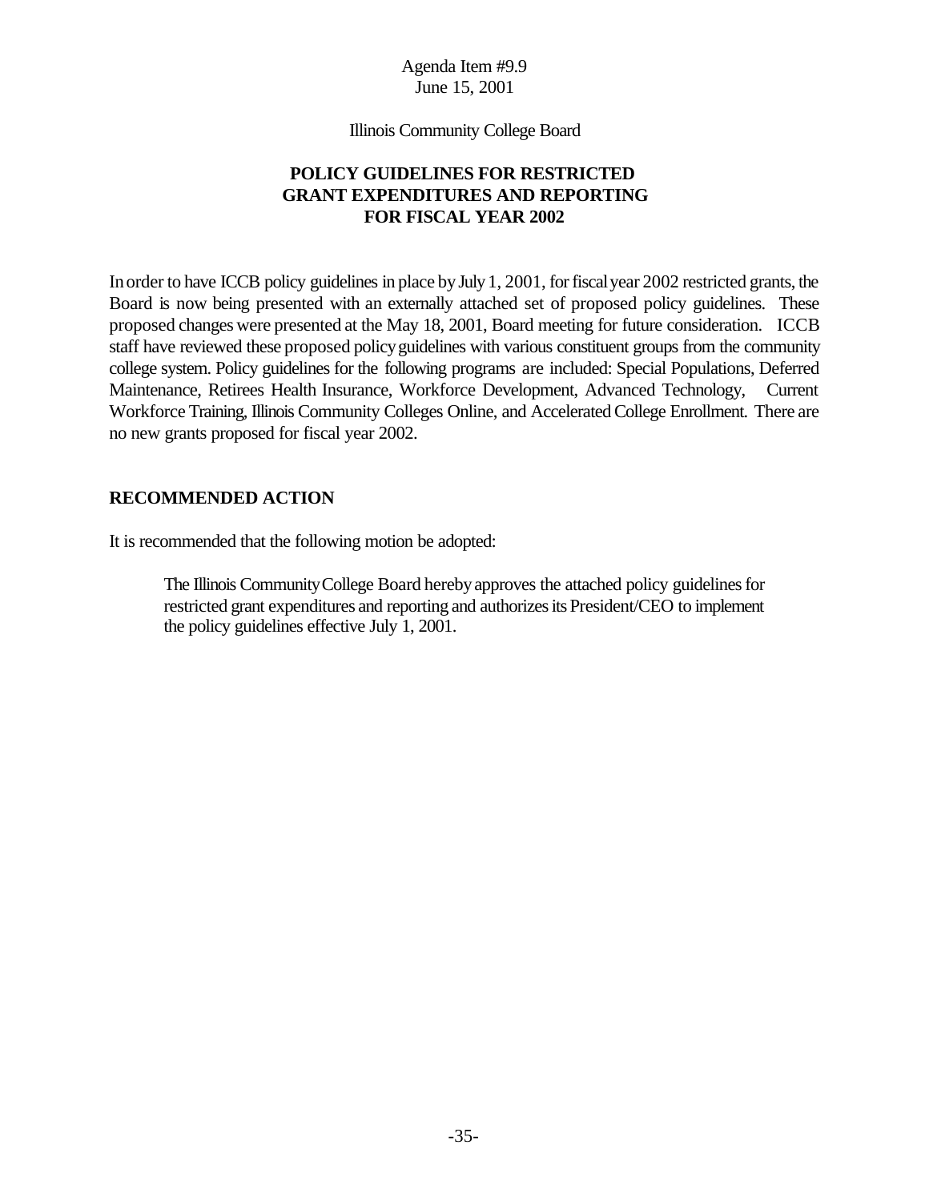Agenda Item #9.9
June 15, 2001

Illinois Community College Board

# POLICY GUIDELINES FOR RESTRICTED GRANT EXPENDITURES AND REPORTING FOR FISCAL YEAR 2002

In order to have ICCB policy guidelines in place by July 1, 2001, for fiscal year 2002 restricted grants, the Board is now being presented with an externally attached set of proposed policy guidelines. These proposed changes were presented at the May 18, 2001, Board meeting for future consideration. ICCB staff have reviewed these proposed policy guidelines with various constituent groups from the community college system. Policy guidelines for the following programs are included: Special Populations, Deferred Maintenance, Retirees Health Insurance, Workforce Development, Advanced Technology, Current Workforce Training, Illinois Community Colleges Online, and Accelerated College Enrollment. There are no new grants proposed for fiscal year 2002.

## RECOMMENDED ACTION

It is recommended that the following motion be adopted:

> The Illinois Community College Board hereby approves the attached policy guidelines for restricted grant expenditures and reporting and authorizes its President/CEO to implement the policy guidelines effective July 1, 2001.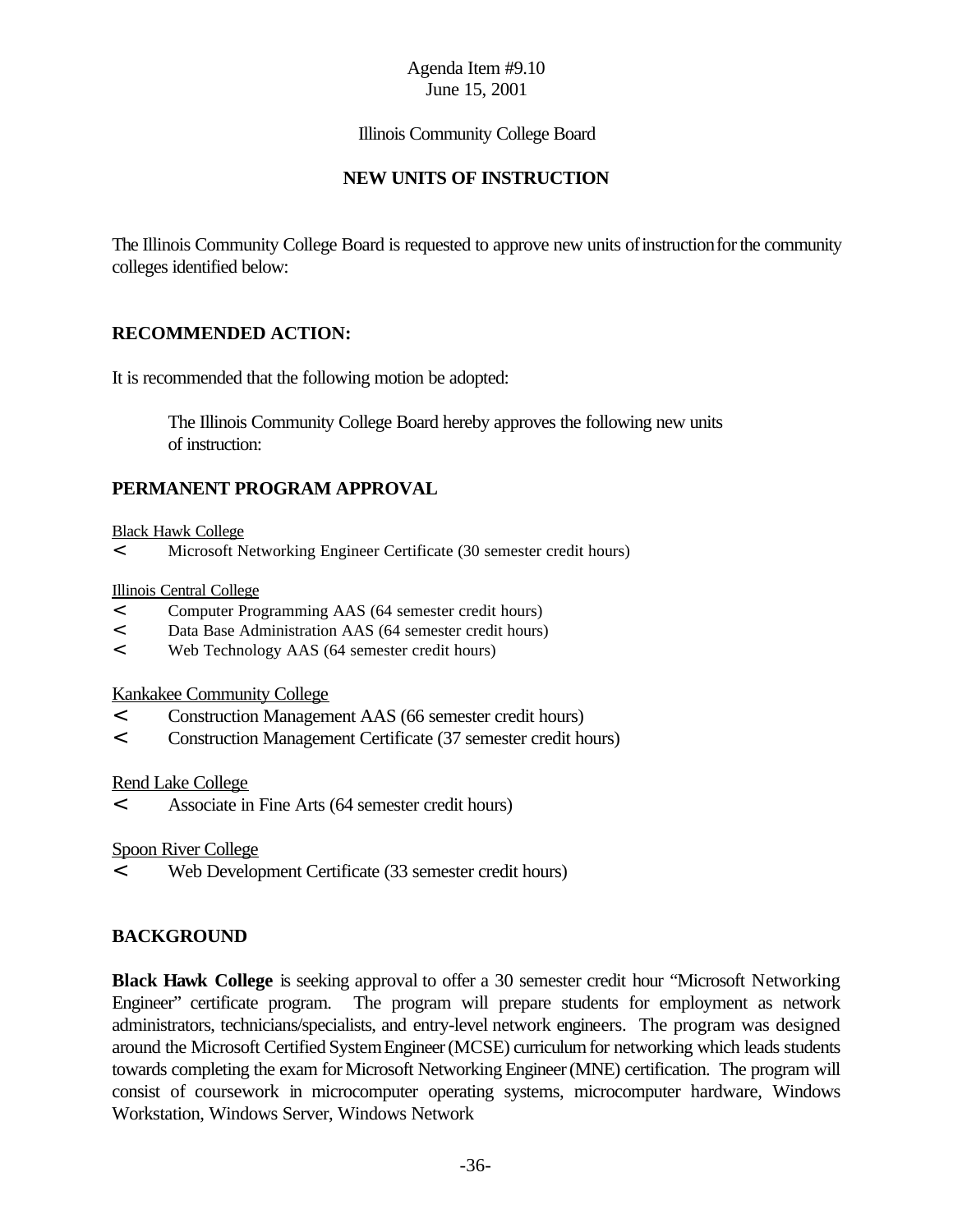Agenda Item #9.10
June 15, 2001

Illinois Community College Board

## NEW UNITS OF INSTRUCTION

The Illinois Community College Board is requested to approve new units of instruction for the community colleges identified below:

### RECOMMENDED ACTION:

It is recommended that the following motion be adopted:

> The Illinois Community College Board hereby approves the following new units of instruction:

### PERMANENT PROGRAM APPROVAL

Black Hawk College

- Microsoft Networking Engineer Certificate (30 semester credit hours)

Illinois Central College

- Computer Programming AAS (64 semester credit hours)
- Data Base Administration AAS (64 semester credit hours)
- Web Technology AAS (64 semester credit hours)

Kankakee Community College

- Construction Management AAS (66 semester credit hours)
- Construction Management Certificate (37 semester credit hours)

Rend Lake College

- Associate in Fine Arts (64 semester credit hours)

Spoon River College

- Web Development Certificate (33 semester credit hours)

### BACKGROUND

**Black Hawk College** is seeking approval to offer a 30 semester credit hour "Microsoft Networking Engineer" certificate program. The program will prepare students for employment as network administrators, technicians/specialists, and entry-level network engineers. The program was designed around the Microsoft Certified System Engineer (MCSE) curriculum for networking which leads students towards completing the exam for Microsoft Networking Engineer (MNE) certification. The program will consist of coursework in microcomputer operating systems, microcomputer hardware, Windows Workstation, Windows Server, Windows Network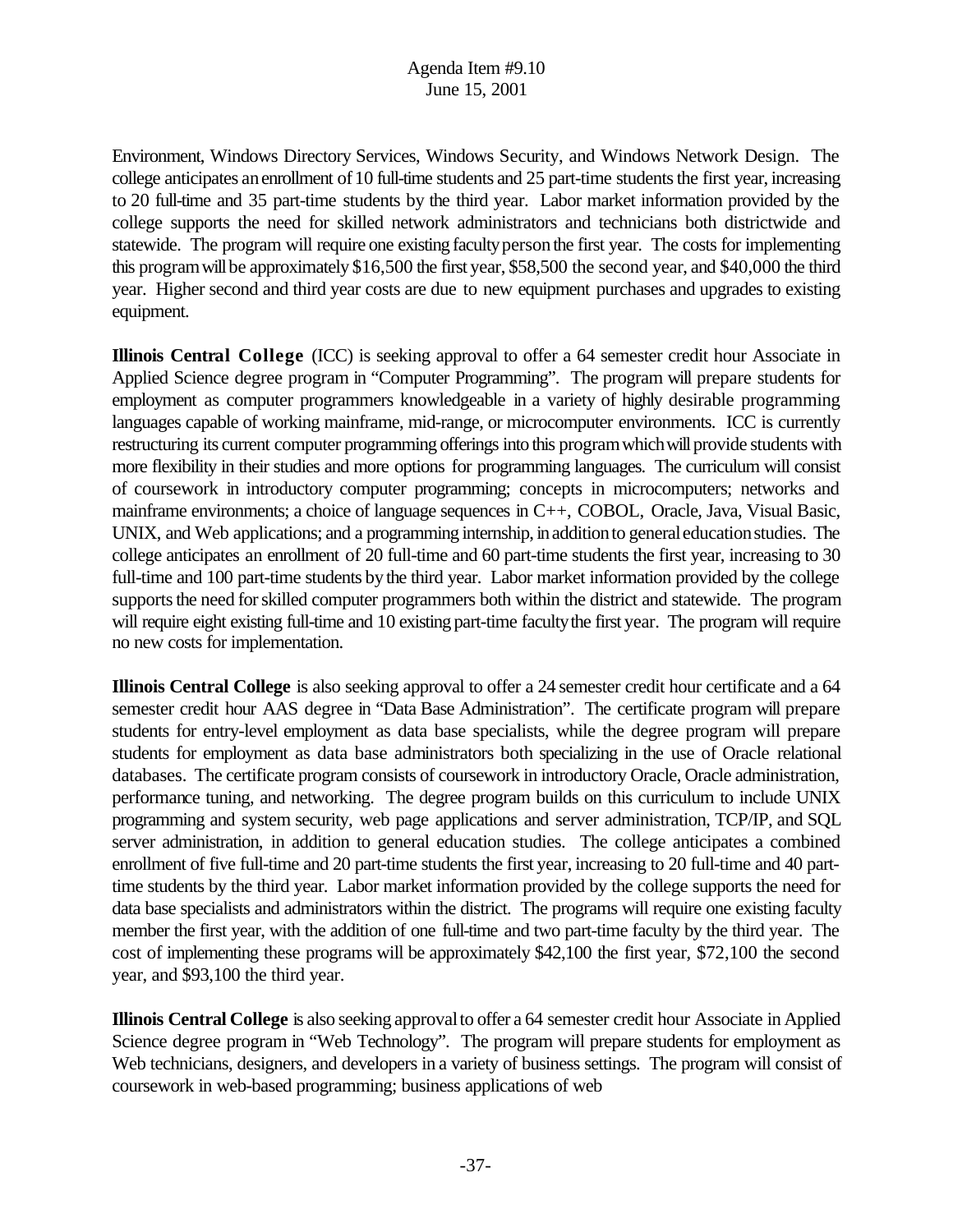Environment, Windows Directory Services, Windows Security, and Windows Network Design. The college anticipates an enrollment of 10 full-time students and 25 part-time students the first year, increasing to 20 full-time and 35 part-time students by the third year. Labor market information provided by the college supports the need for skilled network administrators and technicians both districtwide and statewide. The program will require one existing faculty person the first year. The costs for implementing this program will be approximately $16,500 the first year, $58,500 the second year, and $40,000 the third year. Higher second and third year costs are due to new equipment purchases and upgrades to existing equipment.

**Illinois Central College** (ICC) is seeking approval to offer a 64 semester credit hour Associate in Applied Science degree program in "Computer Programming". The program will prepare students for employment as computer programmers knowledgeable in a variety of highly desirable programming languages capable of working mainframe, mid-range, or microcomputer environments. ICC is currently restructuring its current computer programming offerings into this program which will provide students with more flexibility in their studies and more options for programming languages. The curriculum will consist of coursework in introductory computer programming; concepts in microcomputers; networks and mainframe environments; a choice of language sequences in C++, COBOL, Oracle, Java, Visual Basic, UNIX, and Web applications; and a programming internship, in addition to general education studies. The college anticipates an enrollment of 20 full-time and 60 part-time students the first year, increasing to 30 full-time and 100 part-time students by the third year. Labor market information provided by the college supports the need for skilled computer programmers both within the district and statewide. The program will require eight existing full-time and 10 existing part-time faculty the first year. The program will require no new costs for implementation.

**Illinois Central College** is also seeking approval to offer a 24 semester credit hour certificate and a 64 semester credit hour AAS degree in "Data Base Administration". The certificate program will prepare students for entry-level employment as data base specialists, while the degree program will prepare students for employment as data base administrators both specializing in the use of Oracle relational databases. The certificate program consists of coursework in introductory Oracle, Oracle administration, performance tuning, and networking. The degree program builds on this curriculum to include UNIX programming and system security, web page applications and server administration, TCP/IP, and SQL server administration, in addition to general education studies. The college anticipates a combined enrollment of five full-time and 20 part-time students the first year, increasing to 20 full-time and 40 part-time students by the third year. Labor market information provided by the college supports the need for data base specialists and administrators within the district. The programs will require one existing faculty member the first year, with the addition of one full-time and two part-time faculty by the third year. The cost of implementing these programs will be approximately $42,100 the first year, $72,100 the second year, and $93,100 the third year.

**Illinois Central College** is also seeking approval to offer a 64 semester credit hour Associate in Applied Science degree program in "Web Technology". The program will prepare students for employment as Web technicians, designers, and developers in a variety of business settings. The program will consist of coursework in web-based programming; business applications of web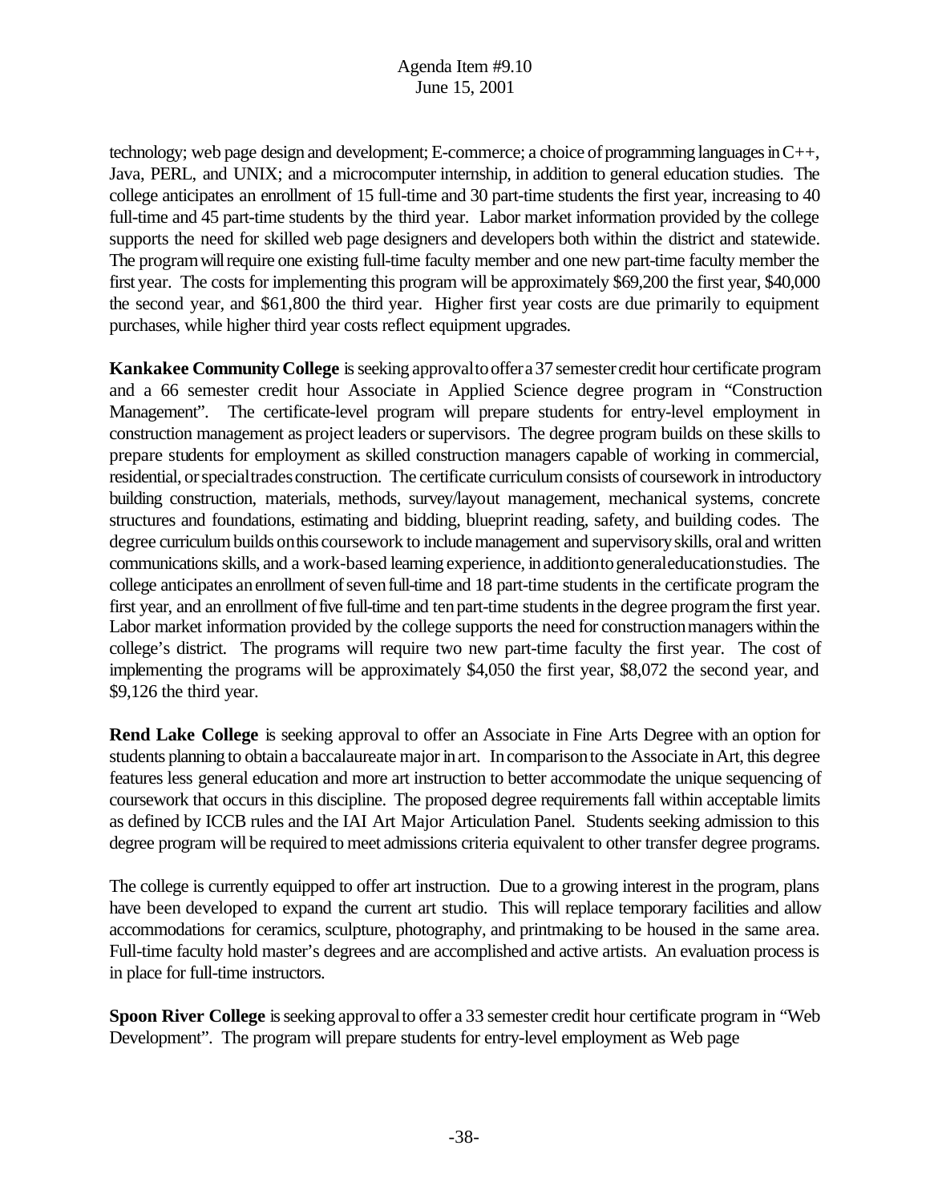technology; web page design and development; E-commerce; a choice of programming languages in C++, Java, PERL, and UNIX; and a microcomputer internship, in addition to general education studies. The college anticipates an enrollment of 15 full-time and 30 part-time students the first year, increasing to 40 full-time and 45 part-time students by the third year. Labor market information provided by the college supports the need for skilled web page designers and developers both within the district and statewide. The program will require one existing full-time faculty member and one new part-time faculty member the first year. The costs for implementing this program will be approximately $69,200 the first year, $40,000 the second year, and $61,800 the third year. Higher first year costs are due primarily to equipment purchases, while higher third year costs reflect equipment upgrades.

**Kankakee Community College** is seeking approval to offer a 37 semester credit hour certificate program and a 66 semester credit hour Associate in Applied Science degree program in "Construction Management". The certificate-level program will prepare students for entry-level employment in construction management as project leaders or supervisors. The degree program builds on these skills to prepare students for employment as skilled construction managers capable of working in commercial, residential, or special trades construction. The certificate curriculum consists of coursework in introductory building construction, materials, methods, survey/layout management, mechanical systems, concrete structures and foundations, estimating and bidding, blueprint reading, safety, and building codes. The degree curriculum builds on this coursework to include management and supervisory skills, oral and written communications skills, and a work-based learning experience, in addition to general education studies. The college anticipates an enrollment of seven full-time and 18 part-time students in the certificate program the first year, and an enrollment of five full-time and ten part-time students in the degree program the first year. Labor market information provided by the college supports the need for construction managers within the college's district. The programs will require two new part-time faculty the first year. The cost of implementing the programs will be approximately $4,050 the first year, $8,072 the second year, and $9,126 the third year.

**Rend Lake College** is seeking approval to offer an Associate in Fine Arts Degree with an option for students planning to obtain a baccalaureate major in art. In comparison to the Associate in Art, this degree features less general education and more art instruction to better accommodate the unique sequencing of coursework that occurs in this discipline. The proposed degree requirements fall within acceptable limits as defined by ICCB rules and the IAI Art Major Articulation Panel. Students seeking admission to this degree program will be required to meet admissions criteria equivalent to other transfer degree programs.

The college is currently equipped to offer art instruction. Due to a growing interest in the program, plans have been developed to expand the current art studio. This will replace temporary facilities and allow accommodations for ceramics, sculpture, photography, and printmaking to be housed in the same area. Full-time faculty hold master's degrees and are accomplished and active artists. An evaluation process is in place for full-time instructors.

**Spoon River College** is seeking approval to offer a 33 semester credit hour certificate program in "Web Development". The program will prepare students for entry-level employment as Web page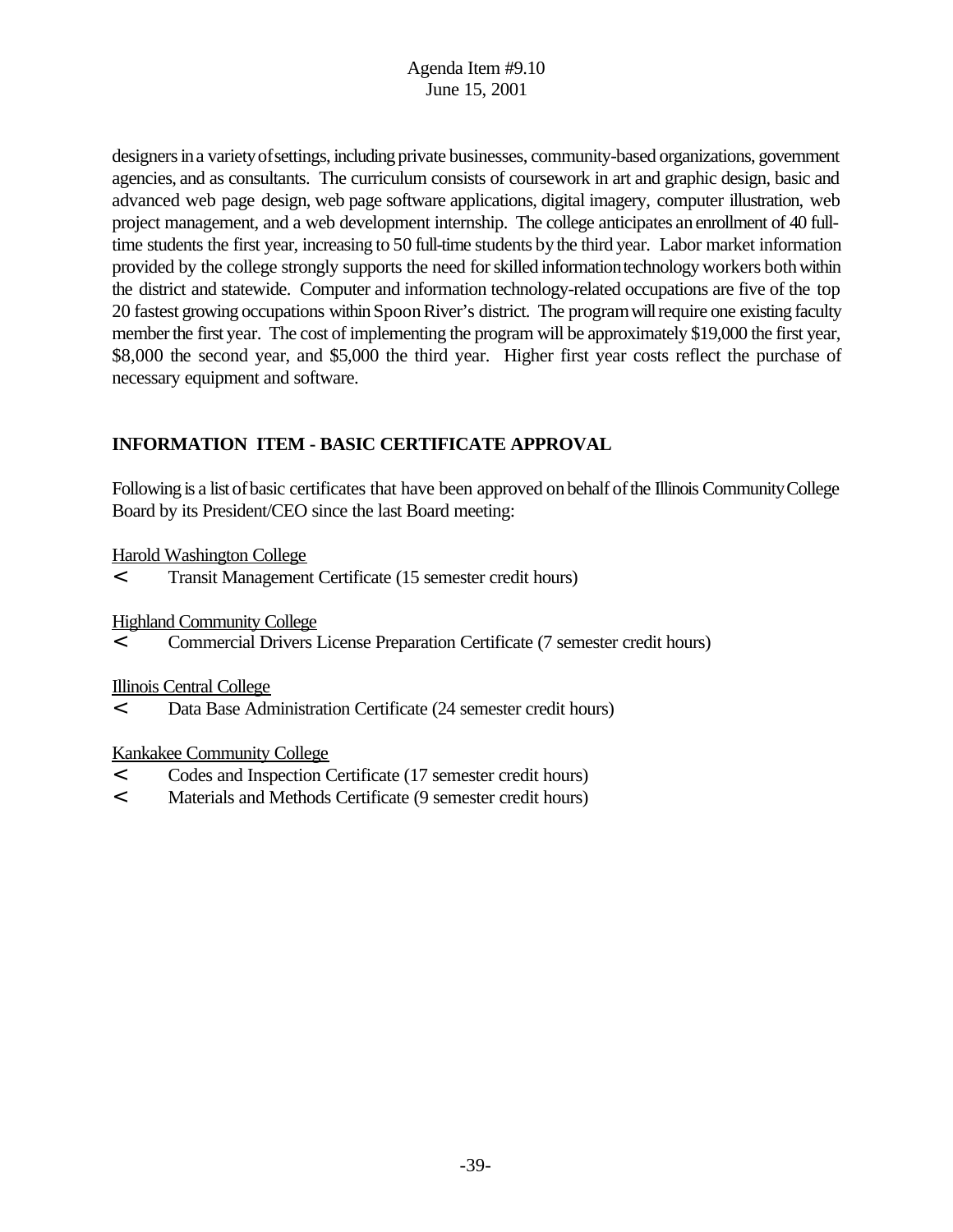designers in a variety of settings, including private businesses, community-based organizations, government agencies, and as consultants. The curriculum consists of coursework in art and graphic design, basic and advanced web page design, web page software applications, digital imagery, computer illustration, web project management, and a web development internship. The college anticipates an enrollment of 40 full-time students the first year, increasing to 50 full-time students by the third year. Labor market information provided by the college strongly supports the need for skilled information technology workers both within the district and statewide. Computer and information technology-related occupations are five of the top 20 fastest growing occupations within Spoon River's district. The program will require one existing faculty member the first year. The cost of implementing the program will be approximately $19,000 the first year, $8,000 the second year, and $5,000 the third year. Higher first year costs reflect the purchase of necessary equipment and software.

## INFORMATION ITEM - BASIC CERTIFICATE APPROVAL

Following is a list of basic certificates that have been approved on behalf of the Illinois Community College Board by its President/CEO since the last Board meeting:

Harold Washington College

- Transit Management Certificate (15 semester credit hours)

Highland Community College

- Commercial Drivers License Preparation Certificate (7 semester credit hours)

Illinois Central College

- Data Base Administration Certificate (24 semester credit hours)

Kankakee Community College

- Codes and Inspection Certificate (17 semester credit hours)
- Materials and Methods Certificate (9 semester credit hours)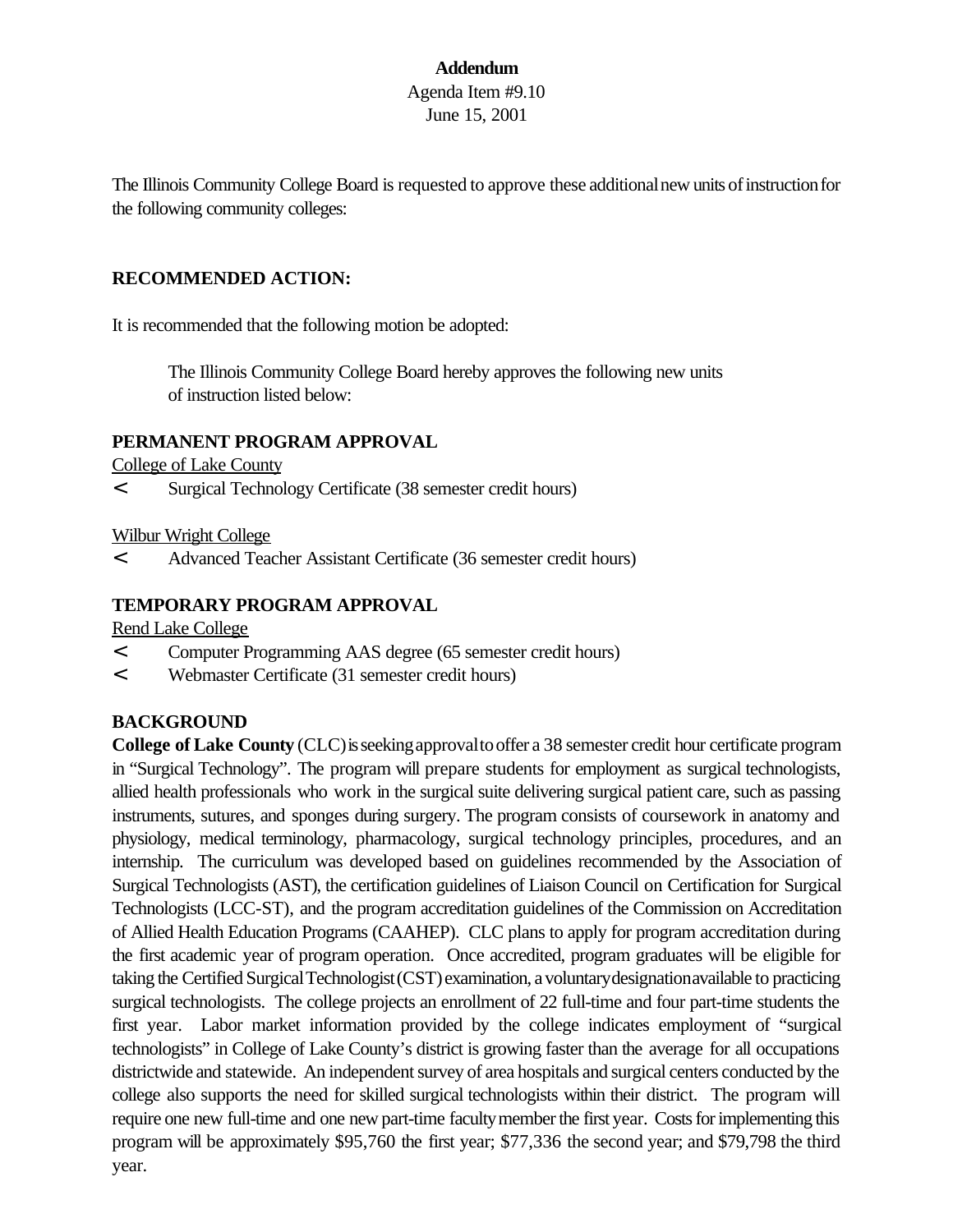**Addendum**

Agenda Item #9.10

June 15, 2001

The Illinois Community College Board is requested to approve these additional new units of instruction for the following community colleges:

## RECOMMENDED ACTION:

It is recommended that the following motion be adopted:

> The Illinois Community College Board hereby approves the following new units of instruction listed below:

### PERMANENT PROGRAM APPROVAL

College of Lake County

- Surgical Technology Certificate (38 semester credit hours)

Wilbur Wright College

- Advanced Teacher Assistant Certificate (36 semester credit hours)

### TEMPORARY PROGRAM APPROVAL

Rend Lake College

- Computer Programming AAS degree (65 semester credit hours)
- Webmaster Certificate (31 semester credit hours)

### BACKGROUND

**College of Lake County** (CLC) is seeking approval to offer a 38 semester credit hour certificate program in "Surgical Technology". The program will prepare students for employment as surgical technologists, allied health professionals who work in the surgical suite delivering surgical patient care, such as passing instruments, sutures, and sponges during surgery. The program consists of coursework in anatomy and physiology, medical terminology, pharmacology, surgical technology principles, procedures, and an internship. The curriculum was developed based on guidelines recommended by the Association of Surgical Technologists (AST), the certification guidelines of Liaison Council on Certification for Surgical Technologists (LCC-ST), and the program accreditation guidelines of the Commission on Accreditation of Allied Health Education Programs (CAAHEP). CLC plans to apply for program accreditation during the first academic year of program operation. Once accredited, program graduates will be eligible for taking the Certified Surgical Technologist (CST) examination, a voluntary designation available to practicing surgical technologists. The college projects an enrollment of 22 full-time and four part-time students the first year. Labor market information provided by the college indicates employment of "surgical technologists" in College of Lake County's district is growing faster than the average for all occupations districtwide and statewide. An independent survey of area hospitals and surgical centers conducted by the college also supports the need for skilled surgical technologists within their district. The program will require one new full-time and one new part-time faculty member the first year. Costs for implementing this program will be approximately $95,760 the first year; $77,336 the second year; and $79,798 the third year.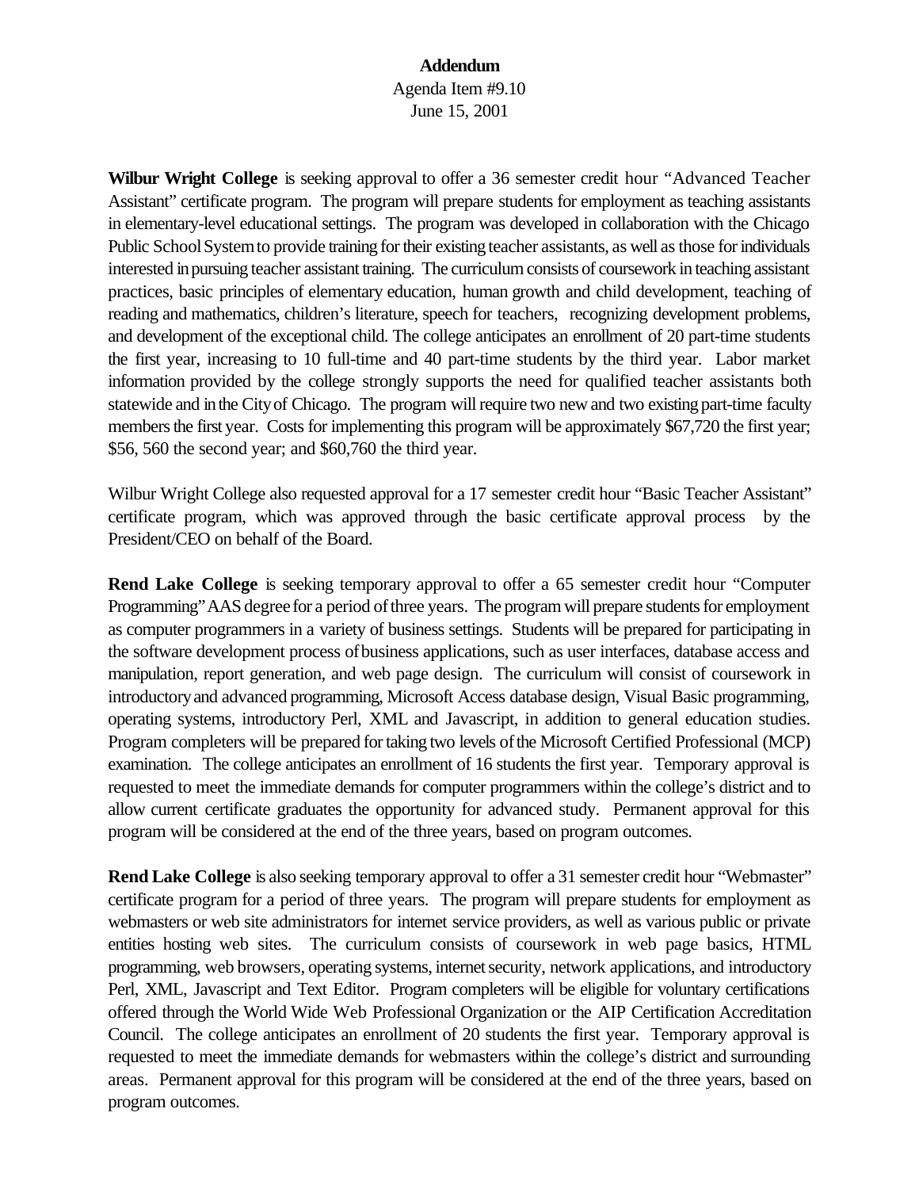**Addendum**

Agenda Item #9.10

June 15, 2001

**Wilbur Wright College** is seeking approval to offer a 36 semester credit hour "Advanced Teacher Assistant" certificate program. The program will prepare students for employment as teaching assistants in elementary-level educational settings. The program was developed in collaboration with the Chicago Public School System to provide training for their existing teacher assistants, as well as those for individuals interested in pursuing teacher assistant training. The curriculum consists of coursework in teaching assistant practices, basic principles of elementary education, human growth and child development, teaching of reading and mathematics, children's literature, speech for teachers, recognizing development problems, and development of the exceptional child. The college anticipates an enrollment of 20 part-time students the first year, increasing to 10 full-time and 40 part-time students by the third year. Labor market information provided by the college strongly supports the need for qualified teacher assistants both statewide and in the City of Chicago. The program will require two new and two existing part-time faculty members the first year. Costs for implementing this program will be approximately $67,720 the first year; $56, 560 the second year; and $60,760 the third year.

Wilbur Wright College also requested approval for a 17 semester credit hour "Basic Teacher Assistant" certificate program, which was approved through the basic certificate approval process by the President/CEO on behalf of the Board.

**Rend Lake College** is seeking temporary approval to offer a 65 semester credit hour "Computer Programming" AAS degree for a period of three years. The program will prepare students for employment as computer programmers in a variety of business settings. Students will be prepared for participating in the software development process of business applications, such as user interfaces, database access and manipulation, report generation, and web page design. The curriculum will consist of coursework in introductory and advanced programming, Microsoft Access database design, Visual Basic programming, operating systems, introductory Perl, XML and Javascript, in addition to general education studies. Program completers will be prepared for taking two levels of the Microsoft Certified Professional (MCP) examination. The college anticipates an enrollment of 16 students the first year. Temporary approval is requested to meet the immediate demands for computer programmers within the college's district and to allow current certificate graduates the opportunity for advanced study. Permanent approval for this program will be considered at the end of the three years, based on program outcomes.

**Rend Lake College** is also seeking temporary approval to offer a 31 semester credit hour "Webmaster" certificate program for a period of three years. The program will prepare students for employment as webmasters or web site administrators for internet service providers, as well as various public or private entities hosting web sites. The curriculum consists of coursework in web page basics, HTML programming, web browsers, operating systems, internet security, network applications, and introductory Perl, XML, Javascript and Text Editor. Program completers will be eligible for voluntary certifications offered through the World Wide Web Professional Organization or the AIP Certification Accreditation Council. The college anticipates an enrollment of 20 students the first year. Temporary approval is requested to meet the immediate demands for webmasters within the college's district and surrounding areas. Permanent approval for this program will be considered at the end of the three years, based on program outcomes.